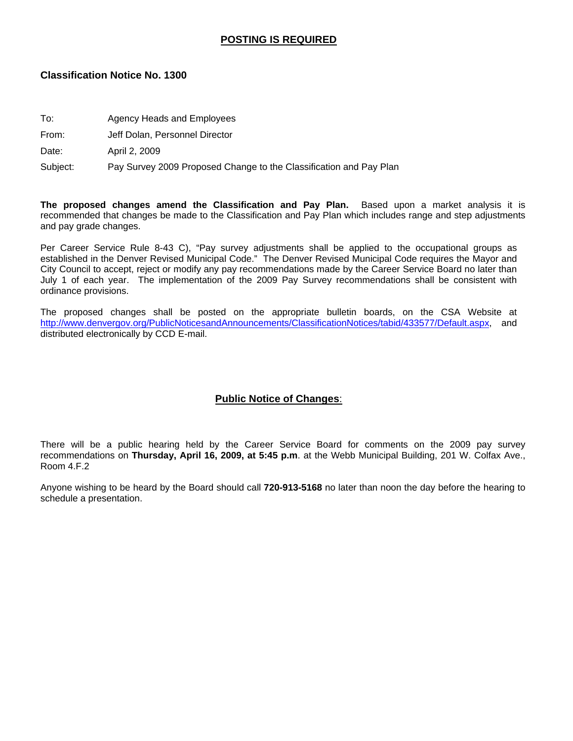**<u>POSTING IS REQUIRED</u>**

## Classification Notice No. 1300

To: Agency Heads and Employees

From: Jeff Dolan, Personnel Director

Date: April 2, 2009

Subject: Pay Survey 2009 Proposed Change to the Classification and Pay Plan

**The proposed changes amend the Classification and Pay Plan.** Based upon a market analysis it is recommended that changes be made to the Classification and Pay Plan which includes range and step adjustments and pay grade changes.

Per Career Service Rule 8-43 C), "Pay survey adjustments shall be applied to the occupational groups as established in the Denver Revised Municipal Code." The Denver Revised Municipal Code requires the Mayor and City Council to accept, reject or modify any pay recommendations made by the Career Service Board no later than July 1 of each year. The implementation of the 2009 Pay Survey recommendations shall be consistent with ordinance provisions.

The proposed changes shall be posted on the appropriate bulletin boards, on the CSA Website at http://www.denvergov.org/PublicNoticesandAnnouncements/ClassificationNotices/tabid/433577/Default.aspx, and distributed electronically by CCD E-mail.

**<u>Public Notice of Changes</u>:**

There will be a public hearing held by the Career Service Board for comments on the 2009 pay survey recommendations on **Thursday, April 16, 2009, at 5:45 p.m**. at the Webb Municipal Building, 201 W. Colfax Ave., Room 4.F.2

Anyone wishing to be heard by the Board should call **720-913-5168** no later than noon the day before the hearing to schedule a presentation.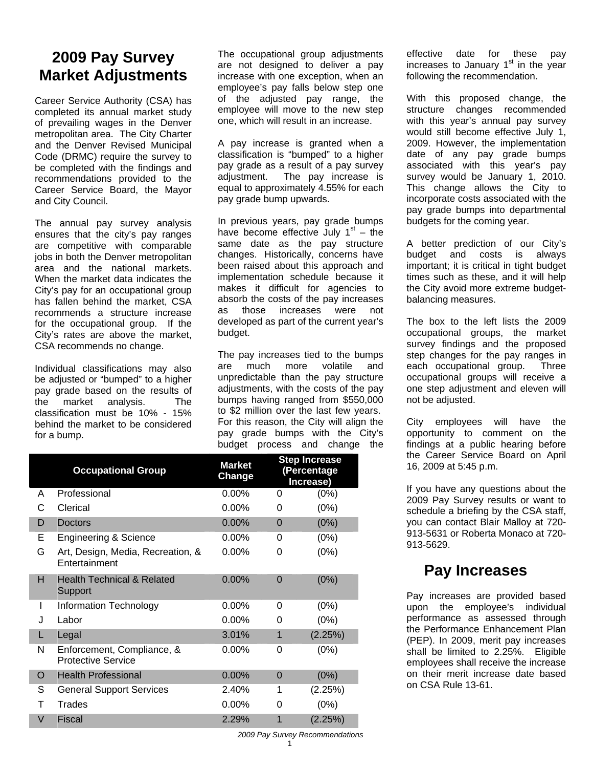# 2009 Pay Survey Market Adjustments

Career Service Authority (CSA) has completed its annual market study of prevailing wages in the Denver metropolitan area. The City Charter and the Denver Revised Municipal Code (DRMC) require the survey to be completed with the findings and recommendations provided to the Career Service Board, the Mayor and City Council.

The annual pay survey analysis ensures that the city's pay ranges are competitive with comparable jobs in both the Denver metropolitan area and the national markets. When the market data indicates the City's pay for an occupational group has fallen behind the market, CSA recommends a structure increase for the occupational group. If the City's rates are above the market, CSA recommends no change.

Individual classifications may also be adjusted or "bumped" to a higher pay grade based on the results of the market analysis. The classification must be 10% - 15% behind the market to be considered for a bump.

The occupational group adjustments are not designed to deliver a pay increase with one exception, when an employee's pay falls below step one of the adjusted pay range, the employee will move to the new step one, which will result in an increase.

A pay increase is granted when a classification is "bumped" to a higher pay grade as a result of a pay survey adjustment. The pay increase is equal to approximately 4.55% for each pay grade bump upwards.

In previous years, pay grade bumps have become effective July 1st – the same date as the pay structure changes. Historically, concerns have been raised about this approach and implementation schedule because it makes it difficult for agencies to absorb the costs of the pay increases as those increases were not developed as part of the current year's budget.

The pay increases tied to the bumps are much more volatile and unpredictable than the pay structure adjustments, with the costs of the pay bumps having ranged from $550,000 to $2 million over the last few years. For this reason, the City will align the pay grade bumps with the City's budget process and change the effective date for these pay increases to January 1st in the year following the recommendation.

With this proposed change, the structure changes recommended with this year's annual pay survey would still become effective July 1, 2009. However, the implementation date of any pay grade bumps associated with this year's pay survey would be January 1, 2010. This change allows the City to incorporate costs associated with the pay grade bumps into departmental budgets for the coming year.

A better prediction of our City's budget and costs is always important; it is critical in tight budget times such as these, and it will help the City avoid more extreme budget-balancing measures.

The box to the left lists the 2009 occupational groups, the market survey findings and the proposed step changes for the pay ranges in each occupational group. Three occupational groups will receive a one step adjustment and eleven will not be adjusted.

City employees will have the opportunity to comment on the findings at a public hearing before the Career Service Board on April 16, 2009 at 5:45 p.m.

If you have any questions about the 2009 Pay Survey results or want to schedule a briefing by the CSA staff, you can contact Blair Malloy at 720-913-5631 or Roberta Monaco at 720-913-5629.

| | Occupational Group | Market Change | Step Increase (Percentage Increase) | |
|---|---|---|---|---|
| A | Professional | 0.00% | 0 | (0%) |
| C | Clerical | 0.00% | 0 | (0%) |
| D | Doctors | 0.00% | 0 | (0%) |
| E | Engineering & Science | 0.00% | 0 | (0%) |
| G | Art, Design, Media, Recreation, & Entertainment | 0.00% | 0 | (0%) |
| H | Health Technical & Related Support | 0.00% | 0 | (0%) |
| I | Information Technology | 0.00% | 0 | (0%) |
| J | Labor | 0.00% | 0 | (0%) |
| L | Legal | 3.01% | 1 | (2.25%) |
| N | Enforcement, Compliance, & Protective Service | 0.00% | 0 | (0%) |
| O | Health Professional | 0.00% | 0 | (0%) |
| S | General Support Services | 2.40% | 1 | (2.25%) |
| T | Trades | 0.00% | 0 | (0%) |
| V | Fiscal | 2.29% | 1 | (2.25%) |

## Pay Increases

Pay increases are provided based upon the employee's individual performance as assessed through the Performance Enhancement Plan (PEP). In 2009, merit pay increases shall be limited to 2.25%. Eligible employees shall receive the increase on their merit increase date based on CSA Rule 13-61.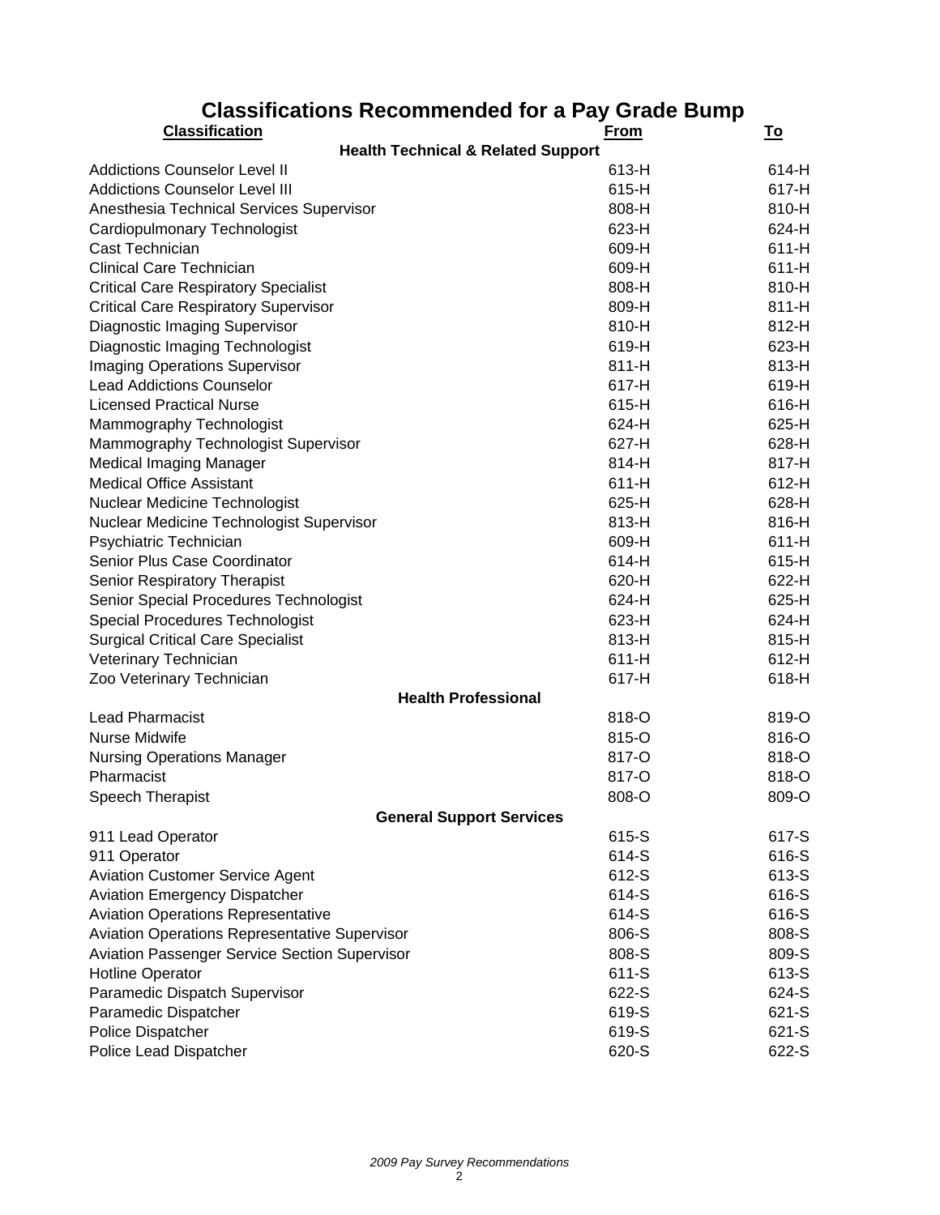# Classifications Recommended for a Pay Grade Bump

| Classification | From | To |
|---|---|---|
| **Health Technical & Related Support** | | |
| Addictions Counselor Level II | 613-H | 614-H |
| Addictions Counselor Level III | 615-H | 617-H |
| Anesthesia Technical Services Supervisor | 808-H | 810-H |
| Cardiopulmonary Technologist | 623-H | 624-H |
| Cast Technician | 609-H | 611-H |
| Clinical Care Technician | 609-H | 611-H |
| Critical Care Respiratory Specialist | 808-H | 810-H |
| Critical Care Respiratory Supervisor | 809-H | 811-H |
| Diagnostic Imaging Supervisor | 810-H | 812-H |
| Diagnostic Imaging Technologist | 619-H | 623-H |
| Imaging Operations Supervisor | 811-H | 813-H |
| Lead Addictions Counselor | 617-H | 619-H |
| Licensed Practical Nurse | 615-H | 616-H |
| Mammography Technologist | 624-H | 625-H |
| Mammography Technologist Supervisor | 627-H | 628-H |
| Medical Imaging Manager | 814-H | 817-H |
| Medical Office Assistant | 611-H | 612-H |
| Nuclear Medicine Technologist | 625-H | 628-H |
| Nuclear Medicine Technologist Supervisor | 813-H | 816-H |
| Psychiatric Technician | 609-H | 611-H |
| Senior Plus Case Coordinator | 614-H | 615-H |
| Senior Respiratory Therapist | 620-H | 622-H |
| Senior Special Procedures Technologist | 624-H | 625-H |
| Special Procedures Technologist | 623-H | 624-H |
| Surgical Critical Care Specialist | 813-H | 815-H |
| Veterinary Technician | 611-H | 612-H |
| Zoo Veterinary Technician | 617-H | 618-H |
| **Health Professional** | | |
| Lead Pharmacist | 818-O | 819-O |
| Nurse Midwife | 815-O | 816-O |
| Nursing Operations Manager | 817-O | 818-O |
| Pharmacist | 817-O | 818-O |
| Speech Therapist | 808-O | 809-O |
| **General Support Services** | | |
| 911 Lead Operator | 615-S | 617-S |
| 911 Operator | 614-S | 616-S |
| Aviation Customer Service Agent | 612-S | 613-S |
| Aviation Emergency Dispatcher | 614-S | 616-S |
| Aviation Operations Representative | 614-S | 616-S |
| Aviation Operations Representative Supervisor | 806-S | 808-S |
| Aviation Passenger Service Section Supervisor | 808-S | 809-S |
| Hotline Operator | 611-S | 613-S |
| Paramedic Dispatch Supervisor | 622-S | 624-S |
| Paramedic Dispatcher | 619-S | 621-S |
| Police Dispatcher | 619-S | 621-S |
| Police Lead Dispatcher | 620-S | 622-S |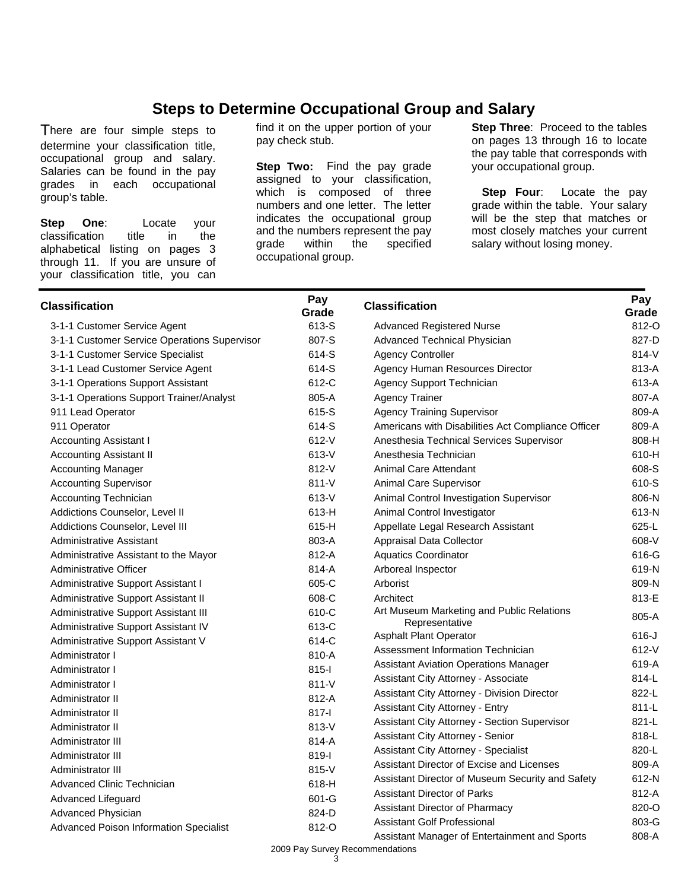## Steps to Determine Occupational Group and Salary

There are four simple steps to determine your classification title, occupational group and salary. Salaries can be found in the pay grades in each occupational group's table.

**Step One**: Locate your classification title in the alphabetical listing on pages 3 through 11. If you are unsure of your classification title, you can find it on the upper portion of your pay check stub.

**Step Two:** Find the pay grade assigned to your classification, which is composed of three numbers and one letter. The letter indicates the occupational group and the numbers represent the pay grade within the specified occupational group.

**Step Three**: Proceed to the tables on pages 13 through 16 to locate the pay table that corresponds with your occupational group.

**Step Four**: Locate the pay grade within the table. Your salary will be the step that matches or most closely matches your current salary without losing money.

| Classification | Pay Grade |
|---|---|
| 3-1-1 Customer Service Agent | 613-S |
| 3-1-1 Customer Service Operations Supervisor | 807-S |
| 3-1-1 Customer Service Specialist | 614-S |
| 3-1-1 Lead Customer Service Agent | 614-S |
| 3-1-1 Operations Support Assistant | 612-C |
| 3-1-1 Operations Support Trainer/Analyst | 805-A |
| 911 Lead Operator | 615-S |
| 911 Operator | 614-S |
| Accounting Assistant I | 612-V |
| Accounting Assistant II | 613-V |
| Accounting Manager | 812-V |
| Accounting Supervisor | 811-V |
| Accounting Technician | 613-V |
| Addictions Counselor, Level II | 613-H |
| Addictions Counselor, Level III | 615-H |
| Administrative Assistant | 803-A |
| Administrative Assistant to the Mayor | 812-A |
| Administrative Officer | 814-A |
| Administrative Support Assistant I | 605-C |
| Administrative Support Assistant II | 608-C |
| Administrative Support Assistant III | 610-C |
| Administrative Support Assistant IV | 613-C |
| Administrative Support Assistant V | 614-C |
| Administrator I | 810-A |
| Administrator I | 815-I |
| Administrator I | 811-V |
| Administrator II | 812-A |
| Administrator II | 817-I |
| Administrator II | 813-V |
| Administrator III | 814-A |
| Administrator III | 819-I |
| Administrator III | 815-V |
| Advanced Clinic Technician | 618-H |
| Advanced Lifeguard | 601-G |
| Advanced Physician | 824-D |
| Advanced Poison Information Specialist | 812-O |
| Advanced Registered Nurse | 812-O |
| Advanced Technical Physician | 827-D |
| Agency Controller | 814-V |
| Agency Human Resources Director | 813-A |
| Agency Support Technician | 613-A |
| Agency Trainer | 807-A |
| Agency Training Supervisor | 809-A |
| Americans with Disabilities Act Compliance Officer | 809-A |
| Anesthesia Technical Services Supervisor | 808-H |
| Anesthesia Technician | 610-H |
| Animal Care Attendant | 608-S |
| Animal Care Supervisor | 610-S |
| Animal Control Investigation Supervisor | 806-N |
| Animal Control Investigator | 613-N |
| Appellate Legal Research Assistant | 625-L |
| Appraisal Data Collector | 608-V |
| Aquatics Coordinator | 616-G |
| Arboreal Inspector | 619-N |
| Arborist | 809-N |
| Architect | 813-E |
| Art Museum Marketing and Public Relations Representative | 805-A |
| Asphalt Plant Operator | 616-J |
| Assessment Information Technician | 612-V |
| Assistant Aviation Operations Manager | 619-A |
| Assistant City Attorney - Associate | 814-L |
| Assistant City Attorney - Division Director | 822-L |
| Assistant City Attorney - Entry | 811-L |
| Assistant City Attorney - Section Supervisor | 821-L |
| Assistant City Attorney - Senior | 818-L |
| Assistant City Attorney - Specialist | 820-L |
| Assistant Director of Excise and Licenses | 809-A |
| Assistant Director of Museum Security and Safety | 612-N |
| Assistant Director of Parks | 812-A |
| Assistant Director of Pharmacy | 820-O |
| Assistant Golf Professional | 803-G |
| Assistant Manager of Entertainment and Sports | 808-A |

2009 Pay Survey Recommendations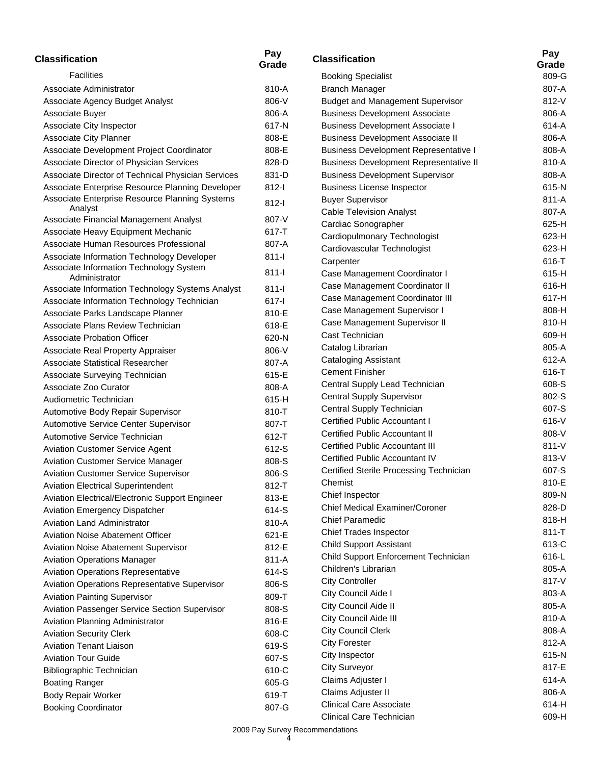| Classification | Pay Grade |
|---|---|
| Facilities | |
| Associate Administrator | 810-A |
| Associate Agency Budget Analyst | 806-V |
| Associate Buyer | 806-A |
| Associate City Inspector | 617-N |
| Associate City Planner | 808-E |
| Associate Development Project Coordinator | 808-E |
| Associate Director of Physician Services | 828-D |
| Associate Director of Technical Physician Services | 831-D |
| Associate Enterprise Resource Planning Developer | 812-I |
| Associate Enterprise Resource Planning Systems Analyst | 812-I |
| Associate Financial Management Analyst | 807-V |
| Associate Heavy Equipment Mechanic | 617-T |
| Associate Human Resources Professional | 807-A |
| Associate Information Technology Developer | 811-I |
| Associate Information Technology System Administrator | 811-I |
| Associate Information Technology Systems Analyst | 811-I |
| Associate Information Technology Technician | 617-I |
| Associate Parks Landscape Planner | 810-E |
| Associate Plans Review Technician | 618-E |
| Associate Probation Officer | 620-N |
| Associate Real Property Appraiser | 806-V |
| Associate Statistical Researcher | 807-A |
| Associate Surveying Technician | 615-E |
| Associate Zoo Curator | 808-A |
| Audiometric Technician | 615-H |
| Automotive Body Repair Supervisor | 810-T |
| Automotive Service Center Supervisor | 807-T |
| Automotive Service Technician | 612-T |
| Aviation Customer Service Agent | 612-S |
| Aviation Customer Service Manager | 808-S |
| Aviation Customer Service Supervisor | 806-S |
| Aviation Electrical Superintendent | 812-T |
| Aviation Electrical/Electronic Support Engineer | 813-E |
| Aviation Emergency Dispatcher | 614-S |
| Aviation Land Administrator | 810-A |
| Aviation Noise Abatement Officer | 621-E |
| Aviation Noise Abatement Supervisor | 812-E |
| Aviation Operations Manager | 811-A |
| Aviation Operations Representative | 614-S |
| Aviation Operations Representative Supervisor | 806-S |
| Aviation Painting Supervisor | 809-T |
| Aviation Passenger Service Section Supervisor | 808-S |
| Aviation Planning Administrator | 816-E |
| Aviation Security Clerk | 608-C |
| Aviation Tenant Liaison | 619-S |
| Aviation Tour Guide | 607-S |
| Bibliographic Technician | 610-C |
| Boating Ranger | 605-G |
| Body Repair Worker | 619-T |
| Booking Coordinator | 807-G |
| Booking Specialist | 809-G |
| Branch Manager | 807-A |
| Budget and Management Supervisor | 812-V |
| Business Development Associate | 806-A |
| Business Development Associate I | 614-A |
| Business Development Associate II | 806-A |
| Business Development Representative I | 808-A |
| Business Development Representative II | 810-A |
| Business Development Supervisor | 808-A |
| Business License Inspector | 615-N |
| Buyer Supervisor | 811-A |
| Cable Television Analyst | 807-A |
| Cardiac Sonographer | 625-H |
| Cardiopulmonary Technologist | 623-H |
| Cardiovascular Technologist | 623-H |
| Carpenter | 616-T |
| Case Management Coordinator I | 615-H |
| Case Management Coordinator II | 616-H |
| Case Management Coordinator III | 617-H |
| Case Management Supervisor I | 808-H |
| Case Management Supervisor II | 810-H |
| Cast Technician | 609-H |
| Catalog Librarian | 805-A |
| Cataloging Assistant | 612-A |
| Cement Finisher | 616-T |
| Central Supply Lead Technician | 608-S |
| Central Supply Supervisor | 802-S |
| Central Supply Technician | 607-S |
| Certified Public Accountant I | 616-V |
| Certified Public Accountant II | 808-V |
| Certified Public Accountant III | 811-V |
| Certified Public Accountant IV | 813-V |
| Certified Sterile Processing Technician | 607-S |
| Chemist | 810-E |
| Chief Inspector | 809-N |
| Chief Medical Examiner/Coroner | 828-D |
| Chief Paramedic | 818-H |
| Chief Trades Inspector | 811-T |
| Child Support Assistant | 613-C |
| Child Support Enforcement Technician | 616-L |
| Children's Librarian | 805-A |
| City Controller | 817-V |
| City Council Aide I | 803-A |
| City Council Aide II | 805-A |
| City Council Aide III | 810-A |
| City Council Clerk | 808-A |
| City Forester | 812-A |
| City Inspector | 615-N |
| City Surveyor | 817-E |
| Claims Adjuster I | 614-A |
| Claims Adjuster II | 806-A |
| Clinical Care Associate | 614-H |
| Clinical Care Technician | 609-H |

2009 Pay Survey Recommendations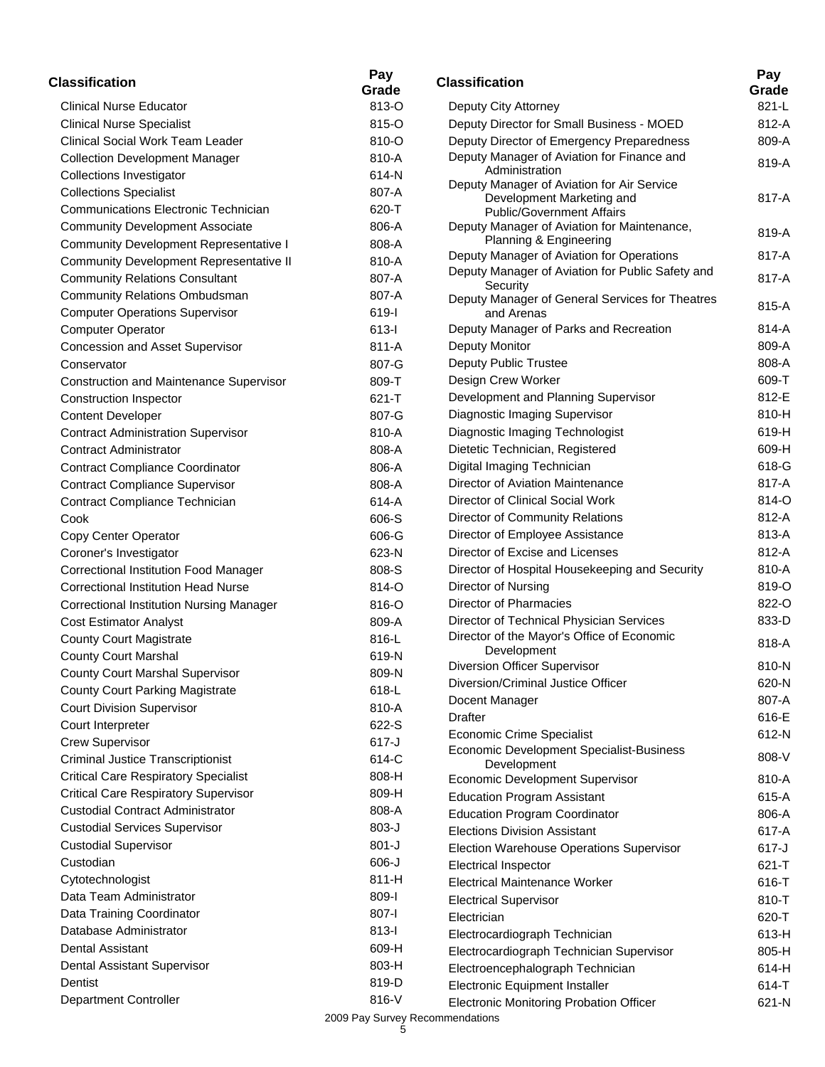| Classification | Pay Grade |
|---|---|
| Clinical Nurse Educator | 813-O |
| Clinical Nurse Specialist | 815-O |
| Clinical Social Work Team Leader | 810-O |
| Collection Development Manager | 810-A |
| Collections Investigator | 614-N |
| Collections Specialist | 807-A |
| Communications Electronic Technician | 620-T |
| Community Development Associate | 806-A |
| Community Development Representative I | 808-A |
| Community Development Representative II | 810-A |
| Community Relations Consultant | 807-A |
| Community Relations Ombudsman | 807-A |
| Computer Operations Supervisor | 619-I |
| Computer Operator | 613-I |
| Concession and Asset Supervisor | 811-A |
| Conservator | 807-G |
| Construction and Maintenance Supervisor | 809-T |
| Construction Inspector | 621-T |
| Content Developer | 807-G |
| Contract Administration Supervisor | 810-A |
| Contract Administrator | 808-A |
| Contract Compliance Coordinator | 806-A |
| Contract Compliance Supervisor | 808-A |
| Contract Compliance Technician | 614-A |
| Cook | 606-S |
| Copy Center Operator | 606-G |
| Coroner's Investigator | 623-N |
| Correctional Institution Food Manager | 808-S |
| Correctional Institution Head Nurse | 814-O |
| Correctional Institution Nursing Manager | 816-O |
| Cost Estimator Analyst | 809-A |
| County Court Magistrate | 816-L |
| County Court Marshal | 619-N |
| County Court Marshal Supervisor | 809-N |
| County Court Parking Magistrate | 618-L |
| Court Division Supervisor | 810-A |
| Court Interpreter | 622-S |
| Crew Supervisor | 617-J |
| Criminal Justice Transcriptionist | 614-C |
| Critical Care Respiratory Specialist | 808-H |
| Critical Care Respiratory Supervisor | 809-H |
| Custodial Contract Administrator | 808-A |
| Custodial Services Supervisor | 803-J |
| Custodial Supervisor | 801-J |
| Custodian | 606-J |
| Cytotechnologist | 811-H |
| Data Team Administrator | 809-I |
| Data Training Coordinator | 807-I |
| Database Administrator | 813-I |
| Dental Assistant | 609-H |
| Dental Assistant Supervisor | 803-H |
| Dentist | 819-D |
| Department Controller | 816-V |
| Deputy City Attorney | 821-L |
| Deputy Director for Small Business - MOED | 812-A |
| Deputy Director of Emergency Preparedness | 809-A |
| Deputy Manager of Aviation for Finance and Administration | 819-A |
| Deputy Manager of Aviation for Air Service Development Marketing and Public/Government Affairs | 817-A |
| Deputy Manager of Aviation for Maintenance, Planning & Engineering | 819-A |
| Deputy Manager of Aviation for Operations | 817-A |
| Deputy Manager of Aviation for Public Safety and Security | 817-A |
| Deputy Manager of General Services for Theatres and Arenas | 815-A |
| Deputy Manager of Parks and Recreation | 814-A |
| Deputy Monitor | 809-A |
| Deputy Public Trustee | 808-A |
| Design Crew Worker | 609-T |
| Development and Planning Supervisor | 812-E |
| Diagnostic Imaging Supervisor | 810-H |
| Diagnostic Imaging Technologist | 619-H |
| Dietetic Technician, Registered | 609-H |
| Digital Imaging Technician | 618-G |
| Director of Aviation Maintenance | 817-A |
| Director of Clinical Social Work | 814-O |
| Director of Community Relations | 812-A |
| Director of Employee Assistance | 813-A |
| Director of Excise and Licenses | 812-A |
| Director of Hospital Housekeeping and Security | 810-A |
| Director of Nursing | 819-O |
| Director of Pharmacies | 822-O |
| Director of Technical Physician Services | 833-D |
| Director of the Mayor's Office of Economic Development | 818-A |
| Diversion Officer Supervisor | 810-N |
| Diversion/Criminal Justice Officer | 620-N |
| Docent Manager | 807-A |
| Drafter | 616-E |
| Economic Crime Specialist | 612-N |
| Economic Development Specialist-Business Development | 808-V |
| Economic Development Supervisor | 810-A |
| Education Program Assistant | 615-A |
| Education Program Coordinator | 806-A |
| Elections Division Assistant | 617-A |
| Election Warehouse Operations Supervisor | 617-J |
| Electrical Inspector | 621-T |
| Electrical Maintenance Worker | 616-T |
| Electrical Supervisor | 810-T |
| Electrician | 620-T |
| Electrocardiograph Technician | 613-H |
| Electrocardiograph Technician Supervisor | 805-H |
| Electroencephalograph Technician | 614-H |
| Electronic Equipment Installer | 614-T |
| Electronic Monitoring Probation Officer | 621-N |

2009 Pay Survey Recommendations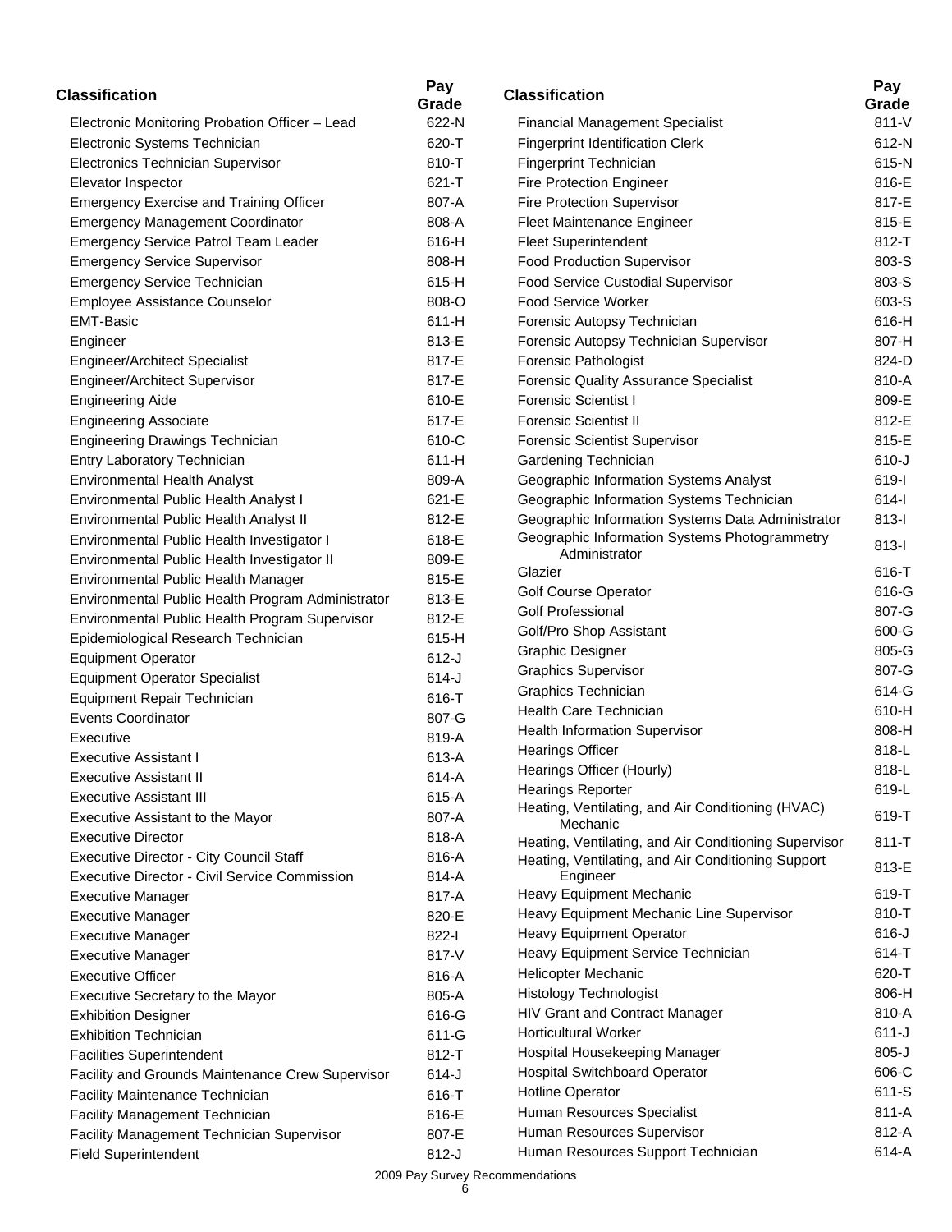| Classification | Pay Grade |
|---|---|
| Electronic Monitoring Probation Officer – Lead | 622-N |
| Electronic Systems Technician | 620-T |
| Electronics Technician Supervisor | 810-T |
| Elevator Inspector | 621-T |
| Emergency Exercise and Training Officer | 807-A |
| Emergency Management Coordinator | 808-A |
| Emergency Service Patrol Team Leader | 616-H |
| Emergency Service Supervisor | 808-H |
| Emergency Service Technician | 615-H |
| Employee Assistance Counselor | 808-O |
| EMT-Basic | 611-H |
| Engineer | 813-E |
| Engineer/Architect Specialist | 817-E |
| Engineer/Architect Supervisor | 817-E |
| Engineering Aide | 610-E |
| Engineering Associate | 617-E |
| Engineering Drawings Technician | 610-C |
| Entry Laboratory Technician | 611-H |
| Environmental Health Analyst | 809-A |
| Environmental Public Health Analyst I | 621-E |
| Environmental Public Health Analyst II | 812-E |
| Environmental Public Health Investigator I | 618-E |
| Environmental Public Health Investigator II | 809-E |
| Environmental Public Health Manager | 815-E |
| Environmental Public Health Program Administrator | 813-E |
| Environmental Public Health Program Supervisor | 812-E |
| Epidemiological Research Technician | 615-H |
| Equipment Operator | 612-J |
| Equipment Operator Specialist | 614-J |
| Equipment Repair Technician | 616-T |
| Events Coordinator | 807-G |
| Executive | 819-A |
| Executive Assistant I | 613-A |
| Executive Assistant II | 614-A |
| Executive Assistant III | 615-A |
| Executive Assistant to the Mayor | 807-A |
| Executive Director | 818-A |
| Executive Director - City Council Staff | 816-A |
| Executive Director - Civil Service Commission | 814-A |
| Executive Manager | 817-A |
| Executive Manager | 820-E |
| Executive Manager | 822-I |
| Executive Manager | 817-V |
| Executive Officer | 816-A |
| Executive Secretary to the Mayor | 805-A |
| Exhibition Designer | 616-G |
| Exhibition Technician | 611-G |
| Facilities Superintendent | 812-T |
| Facility and Grounds Maintenance Crew Supervisor | 614-J |
| Facility Maintenance Technician | 616-T |
| Facility Management Technician | 616-E |
| Facility Management Technician Supervisor | 807-E |
| Field Superintendent | 812-J |
| Financial Management Specialist | 811-V |
| Fingerprint Identification Clerk | 612-N |
| Fingerprint Technician | 615-N |
| Fire Protection Engineer | 816-E |
| Fire Protection Supervisor | 817-E |
| Fleet Maintenance Engineer | 815-E |
| Fleet Superintendent | 812-T |
| Food Production Supervisor | 803-S |
| Food Service Custodial Supervisor | 803-S |
| Food Service Worker | 603-S |
| Forensic Autopsy Technician | 616-H |
| Forensic Autopsy Technician Supervisor | 807-H |
| Forensic Pathologist | 824-D |
| Forensic Quality Assurance Specialist | 810-A |
| Forensic Scientist I | 809-E |
| Forensic Scientist II | 812-E |
| Forensic Scientist Supervisor | 815-E |
| Gardening Technician | 610-J |
| Geographic Information Systems Analyst | 619-I |
| Geographic Information Systems Technician | 614-I |
| Geographic Information Systems Data Administrator | 813-I |
| Geographic Information Systems Photogrammetry Administrator | 813-I |
| Glazier | 616-T |
| Golf Course Operator | 616-G |
| Golf Professional | 807-G |
| Golf/Pro Shop Assistant | 600-G |
| Graphic Designer | 805-G |
| Graphics Supervisor | 807-G |
| Graphics Technician | 614-G |
| Health Care Technician | 610-H |
| Health Information Supervisor | 808-H |
| Hearings Officer | 818-L |
| Hearings Officer (Hourly) | 818-L |
| Hearings Reporter | 619-L |
| Heating, Ventilating, and Air Conditioning (HVAC) Mechanic | 619-T |
| Heating, Ventilating, and Air Conditioning Supervisor | 811-T |
| Heating, Ventilating, and Air Conditioning Support Engineer | 813-E |
| Heavy Equipment Mechanic | 619-T |
| Heavy Equipment Mechanic Line Supervisor | 810-T |
| Heavy Equipment Operator | 616-J |
| Heavy Equipment Service Technician | 614-T |
| Helicopter Mechanic | 620-T |
| Histology Technologist | 806-H |
| HIV Grant and Contract Manager | 810-A |
| Horticultural Worker | 611-J |
| Hospital Housekeeping Manager | 805-J |
| Hospital Switchboard Operator | 606-C |
| Hotline Operator | 611-S |
| Human Resources Specialist | 811-A |
| Human Resources Supervisor | 812-A |
| Human Resources Support Technician | 614-A |

2009 Pay Survey Recommendations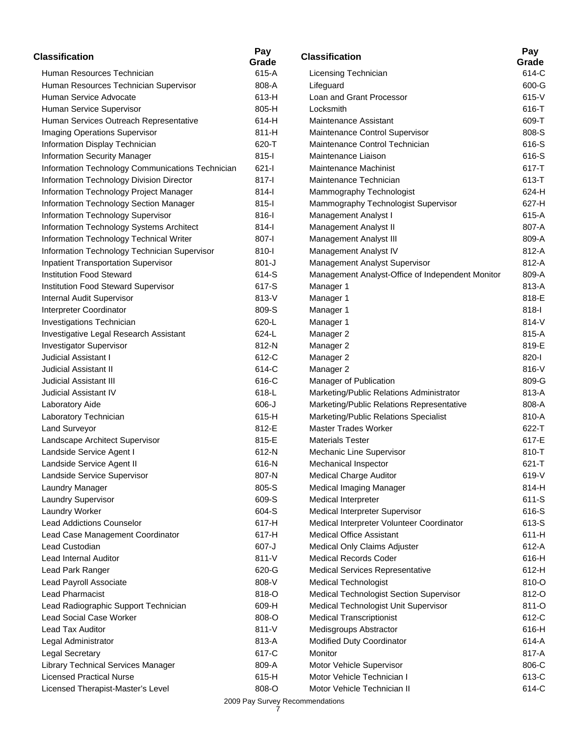| Classification | Pay Grade |
|---|---|
| Human Resources Technician | 615-A |
| Human Resources Technician Supervisor | 808-A |
| Human Service Advocate | 613-H |
| Human Service Supervisor | 805-H |
| Human Services Outreach Representative | 614-H |
| Imaging Operations Supervisor | 811-H |
| Information Display Technician | 620-T |
| Information Security Manager | 815-I |
| Information Technology Communications Technician | 621-I |
| Information Technology Division Director | 817-I |
| Information Technology Project Manager | 814-I |
| Information Technology Section Manager | 815-I |
| Information Technology Supervisor | 816-I |
| Information Technology Systems Architect | 814-I |
| Information Technology Technical Writer | 807-I |
| Information Technology Technician Supervisor | 810-I |
| Inpatient Transportation Supervisor | 801-J |
| Institution Food Steward | 614-S |
| Institution Food Steward Supervisor | 617-S |
| Internal Audit Supervisor | 813-V |
| Interpreter Coordinator | 809-S |
| Investigations Technician | 620-L |
| Investigative Legal Research Assistant | 624-L |
| Investigator Supervisor | 812-N |
| Judicial Assistant I | 612-C |
| Judicial Assistant II | 614-C |
| Judicial Assistant III | 616-C |
| Judicial Assistant IV | 618-L |
| Laboratory Aide | 606-J |
| Laboratory Technician | 615-H |
| Land Surveyor | 812-E |
| Landscape Architect Supervisor | 815-E |
| Landside Service Agent I | 612-N |
| Landside Service Agent II | 616-N |
| Landside Service Supervisor | 807-N |
| Laundry Manager | 805-S |
| Laundry Supervisor | 609-S |
| Laundry Worker | 604-S |
| Lead Addictions Counselor | 617-H |
| Lead Case Management Coordinator | 617-H |
| Lead Custodian | 607-J |
| Lead Internal Auditor | 811-V |
| Lead Park Ranger | 620-G |
| Lead Payroll Associate | 808-V |
| Lead Pharmacist | 818-O |
| Lead Radiographic Support Technician | 609-H |
| Lead Social Case Worker | 808-O |
| Lead Tax Auditor | 811-V |
| Legal Administrator | 813-A |
| Legal Secretary | 617-C |
| Library Technical Services Manager | 809-A |
| Licensed Practical Nurse | 615-H |
| Licensed Therapist-Master's Level | 808-O |
| Licensing Technician | 614-C |
| Lifeguard | 600-G |
| Loan and Grant Processor | 615-V |
| Locksmith | 616-T |
| Maintenance Assistant | 609-T |
| Maintenance Control Supervisor | 808-S |
| Maintenance Control Technician | 616-S |
| Maintenance Liaison | 616-S |
| Maintenance Machinist | 617-T |
| Maintenance Technician | 613-T |
| Mammography Technologist | 624-H |
| Mammography Technologist Supervisor | 627-H |
| Management Analyst I | 615-A |
| Management Analyst II | 807-A |
| Management Analyst III | 809-A |
| Management Analyst IV | 812-A |
| Management Analyst Supervisor | 812-A |
| Management Analyst-Office of Independent Monitor | 809-A |
| Manager 1 | 813-A |
| Manager 1 | 818-E |
| Manager 1 | 818-I |
| Manager 1 | 814-V |
| Manager 2 | 815-A |
| Manager 2 | 819-E |
| Manager 2 | 820-I |
| Manager 2 | 816-V |
| Manager of Publication | 809-G |
| Marketing/Public Relations Administrator | 813-A |
| Marketing/Public Relations Representative | 808-A |
| Marketing/Public Relations Specialist | 810-A |
| Master Trades Worker | 622-T |
| Materials Tester | 617-E |
| Mechanic Line Supervisor | 810-T |
| Mechanical Inspector | 621-T |
| Medical Charge Auditor | 619-V |
| Medical Imaging Manager | 814-H |
| Medical Interpreter | 611-S |
| Medical Interpreter Supervisor | 616-S |
| Medical Interpreter Volunteer Coordinator | 613-S |
| Medical Office Assistant | 611-H |
| Medical Only Claims Adjuster | 612-A |
| Medical Records Coder | 616-H |
| Medical Services Representative | 612-H |
| Medical Technologist | 810-O |
| Medical Technologist Section Supervisor | 812-O |
| Medical Technologist Unit Supervisor | 811-O |
| Medical Transcriptionist | 612-C |
| Medisgroups Abstractor | 616-H |
| Modified Duty Coordinator | 614-A |
| Monitor | 817-A |
| Motor Vehicle Supervisor | 806-C |
| Motor Vehicle Technician I | 613-C |
| Motor Vehicle Technician II | 614-C |

2009 Pay Survey Recommendations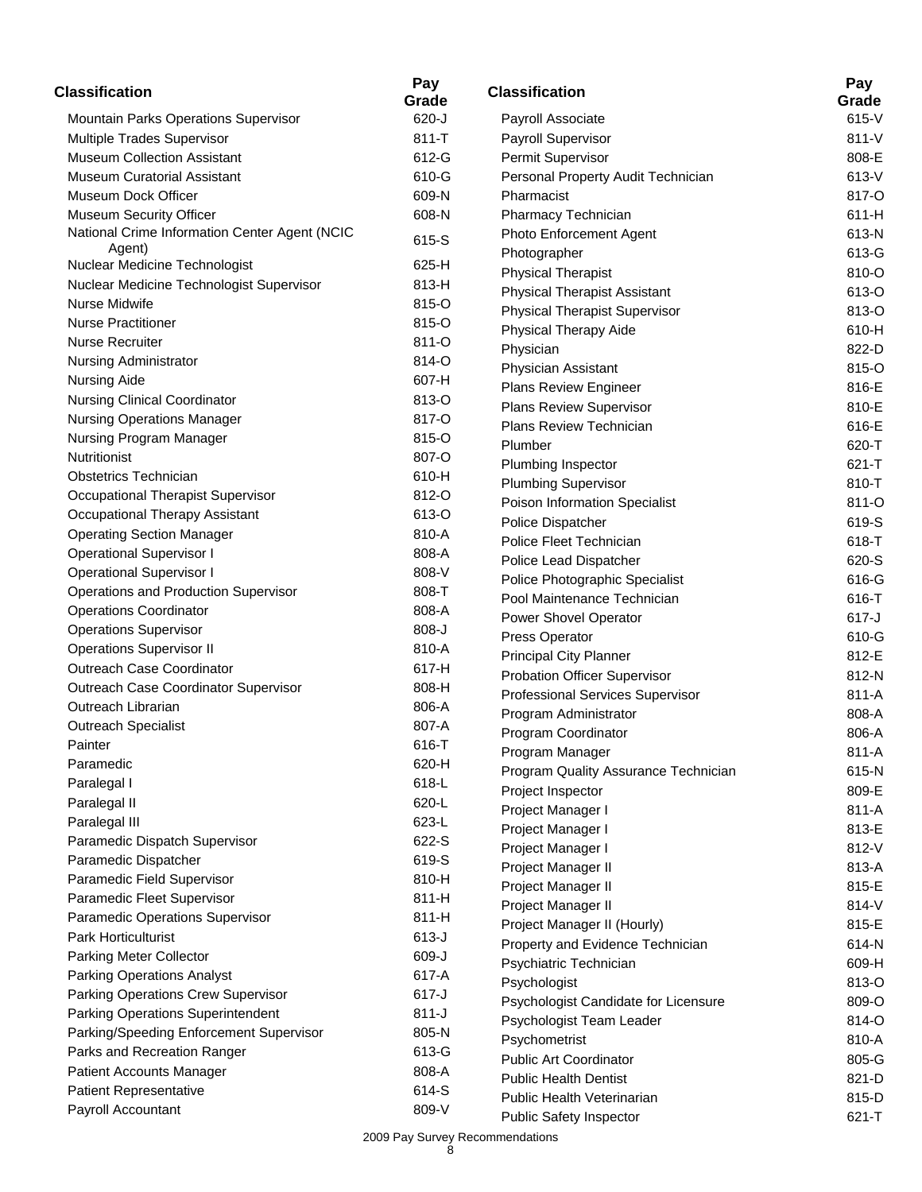| Classification | Pay Grade |
|---|---|
| Mountain Parks Operations Supervisor | 620-J |
| Multiple Trades Supervisor | 811-T |
| Museum Collection Assistant | 612-G |
| Museum Curatorial Assistant | 610-G |
| Museum Dock Officer | 609-N |
| Museum Security Officer | 608-N |
| National Crime Information Center Agent (NCIC Agent) | 615-S |
| Nuclear Medicine Technologist | 625-H |
| Nuclear Medicine Technologist Supervisor | 813-H |
| Nurse Midwife | 815-O |
| Nurse Practitioner | 815-O |
| Nurse Recruiter | 811-O |
| Nursing Administrator | 814-O |
| Nursing Aide | 607-H |
| Nursing Clinical Coordinator | 813-O |
| Nursing Operations Manager | 817-O |
| Nursing Program Manager | 815-O |
| Nutritionist | 807-O |
| Obstetrics Technician | 610-H |
| Occupational Therapist Supervisor | 812-O |
| Occupational Therapy Assistant | 613-O |
| Operating Section Manager | 810-A |
| Operational Supervisor I | 808-A |
| Operational Supervisor I | 808-V |
| Operations and Production Supervisor | 808-T |
| Operations Coordinator | 808-A |
| Operations Supervisor | 808-J |
| Operations Supervisor II | 810-A |
| Outreach Case Coordinator | 617-H |
| Outreach Case Coordinator Supervisor | 808-H |
| Outreach Librarian | 806-A |
| Outreach Specialist | 807-A |
| Painter | 616-T |
| Paramedic | 620-H |
| Paralegal I | 618-L |
| Paralegal II | 620-L |
| Paralegal III | 623-L |
| Paramedic Dispatch Supervisor | 622-S |
| Paramedic Dispatcher | 619-S |
| Paramedic Field Supervisor | 810-H |
| Paramedic Fleet Supervisor | 811-H |
| Paramedic Operations Supervisor | 811-H |
| Park Horticulturist | 613-J |
| Parking Meter Collector | 609-J |
| Parking Operations Analyst | 617-A |
| Parking Operations Crew Supervisor | 617-J |
| Parking Operations Superintendent | 811-J |
| Parking/Speeding Enforcement Supervisor | 805-N |
| Parks and Recreation Ranger | 613-G |
| Patient Accounts Manager | 808-A |
| Patient Representative | 614-S |
| Payroll Accountant | 809-V |
| Payroll Associate | 615-V |
| Payroll Supervisor | 811-V |
| Permit Supervisor | 808-E |
| Personal Property Audit Technician | 613-V |
| Pharmacist | 817-O |
| Pharmacy Technician | 611-H |
| Photo Enforcement Agent | 613-N |
| Photographer | 613-G |
| Physical Therapist | 810-O |
| Physical Therapist Assistant | 613-O |
| Physical Therapist Supervisor | 813-O |
| Physical Therapy Aide | 610-H |
| Physician | 822-D |
| Physician Assistant | 815-O |
| Plans Review Engineer | 816-E |
| Plans Review Supervisor | 810-E |
| Plans Review Technician | 616-E |
| Plumber | 620-T |
| Plumbing Inspector | 621-T |
| Plumbing Supervisor | 810-T |
| Poison Information Specialist | 811-O |
| Police Dispatcher | 619-S |
| Police Fleet Technician | 618-T |
| Police Lead Dispatcher | 620-S |
| Police Photographic Specialist | 616-G |
| Pool Maintenance Technician | 616-T |
| Power Shovel Operator | 617-J |
| Press Operator | 610-G |
| Principal City Planner | 812-E |
| Probation Officer Supervisor | 812-N |
| Professional Services Supervisor | 811-A |
| Program Administrator | 808-A |
| Program Coordinator | 806-A |
| Program Manager | 811-A |
| Program Quality Assurance Technician | 615-N |
| Project Inspector | 809-E |
| Project Manager I | 811-A |
| Project Manager I | 813-E |
| Project Manager I | 812-V |
| Project Manager II | 813-A |
| Project Manager II | 815-E |
| Project Manager II | 814-V |
| Project Manager II (Hourly) | 815-E |
| Property and Evidence Technician | 614-N |
| Psychiatric Technician | 609-H |
| Psychologist | 813-O |
| Psychologist Candidate for Licensure | 809-O |
| Psychologist Team Leader | 814-O |
| Psychometrist | 810-A |
| Public Art Coordinator | 805-G |
| Public Health Dentist | 821-D |
| Public Health Veterinarian | 815-D |
| Public Safety Inspector | 621-T |

2009 Pay Survey Recommendations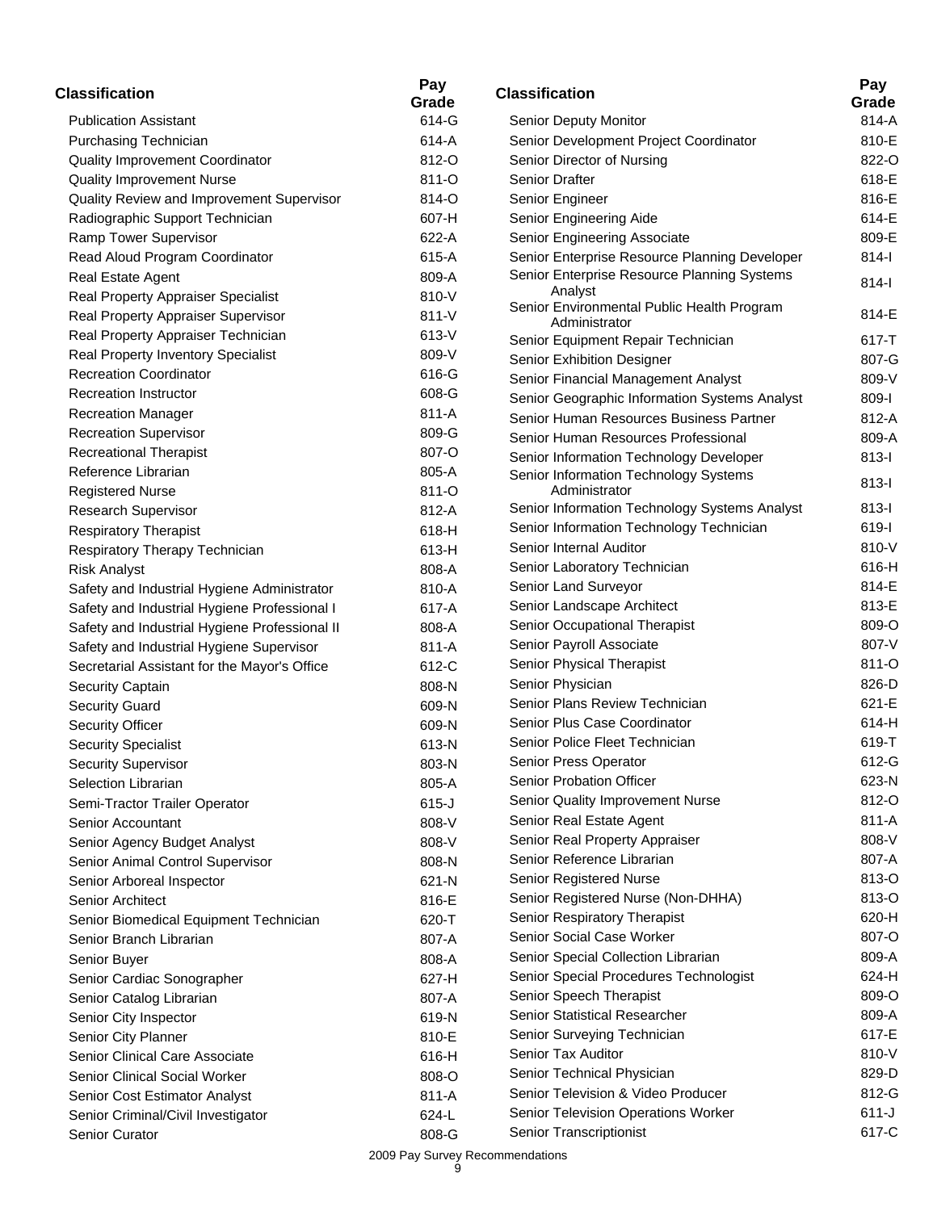| Classification | Pay Grade |
|---|---|
| Publication Assistant | 614-G |
| Purchasing Technician | 614-A |
| Quality Improvement Coordinator | 812-O |
| Quality Improvement Nurse | 811-O |
| Quality Review and Improvement Supervisor | 814-O |
| Radiographic Support Technician | 607-H |
| Ramp Tower Supervisor | 622-A |
| Read Aloud Program Coordinator | 615-A |
| Real Estate Agent | 809-A |
| Real Property Appraiser Specialist | 810-V |
| Real Property Appraiser Supervisor | 811-V |
| Real Property Appraiser Technician | 613-V |
| Real Property Inventory Specialist | 809-V |
| Recreation Coordinator | 616-G |
| Recreation Instructor | 608-G |
| Recreation Manager | 811-A |
| Recreation Supervisor | 809-G |
| Recreational Therapist | 807-O |
| Reference Librarian | 805-A |
| Registered Nurse | 811-O |
| Research Supervisor | 812-A |
| Respiratory Therapist | 618-H |
| Respiratory Therapy Technician | 613-H |
| Risk Analyst | 808-A |
| Safety and Industrial Hygiene Administrator | 810-A |
| Safety and Industrial Hygiene Professional I | 617-A |
| Safety and Industrial Hygiene Professional II | 808-A |
| Safety and Industrial Hygiene Supervisor | 811-A |
| Secretarial Assistant for the Mayor's Office | 612-C |
| Security Captain | 808-N |
| Security Guard | 609-N |
| Security Officer | 609-N |
| Security Specialist | 613-N |
| Security Supervisor | 803-N |
| Selection Librarian | 805-A |
| Semi-Tractor Trailer Operator | 615-J |
| Senior Accountant | 808-V |
| Senior Agency Budget Analyst | 808-V |
| Senior Animal Control Supervisor | 808-N |
| Senior Arboreal Inspector | 621-N |
| Senior Architect | 816-E |
| Senior Biomedical Equipment Technician | 620-T |
| Senior Branch Librarian | 807-A |
| Senior Buyer | 808-A |
| Senior Cardiac Sonographer | 627-H |
| Senior Catalog Librarian | 807-A |
| Senior City Inspector | 619-N |
| Senior City Planner | 810-E |
| Senior Clinical Care Associate | 616-H |
| Senior Clinical Social Worker | 808-O |
| Senior Cost Estimator Analyst | 811-A |
| Senior Criminal/Civil Investigator | 624-L |
| Senior Curator | 808-G |
| Senior Deputy Monitor | 814-A |
| Senior Development Project Coordinator | 810-E |
| Senior Director of Nursing | 822-O |
| Senior Drafter | 618-E |
| Senior Engineer | 816-E |
| Senior Engineering Aide | 614-E |
| Senior Engineering Associate | 809-E |
| Senior Enterprise Resource Planning Developer | 814-I |
| Senior Enterprise Resource Planning Systems Analyst | 814-I |
| Senior Environmental Public Health Program Administrator | 814-E |
| Senior Equipment Repair Technician | 617-T |
| Senior Exhibition Designer | 807-G |
| Senior Financial Management Analyst | 809-V |
| Senior Geographic Information Systems Analyst | 809-I |
| Senior Human Resources Business Partner | 812-A |
| Senior Human Resources Professional | 809-A |
| Senior Information Technology Developer | 813-I |
| Senior Information Technology Systems Administrator | 813-I |
| Senior Information Technology Systems Analyst | 813-I |
| Senior Information Technology Technician | 619-I |
| Senior Internal Auditor | 810-V |
| Senior Laboratory Technician | 616-H |
| Senior Land Surveyor | 814-E |
| Senior Landscape Architect | 813-E |
| Senior Occupational Therapist | 809-O |
| Senior Payroll Associate | 807-V |
| Senior Physical Therapist | 811-O |
| Senior Physician | 826-D |
| Senior Plans Review Technician | 621-E |
| Senior Plus Case Coordinator | 614-H |
| Senior Police Fleet Technician | 619-T |
| Senior Press Operator | 612-G |
| Senior Probation Officer | 623-N |
| Senior Quality Improvement Nurse | 812-O |
| Senior Real Estate Agent | 811-A |
| Senior Real Property Appraiser | 808-V |
| Senior Reference Librarian | 807-A |
| Senior Registered Nurse | 813-O |
| Senior Registered Nurse (Non-DHHA) | 813-O |
| Senior Respiratory Therapist | 620-H |
| Senior Social Case Worker | 807-O |
| Senior Special Collection Librarian | 809-A |
| Senior Special Procedures Technologist | 624-H |
| Senior Speech Therapist | 809-O |
| Senior Statistical Researcher | 809-A |
| Senior Surveying Technician | 617-E |
| Senior Tax Auditor | 810-V |
| Senior Technical Physician | 829-D |
| Senior Television & Video Producer | 812-G |
| Senior Television Operations Worker | 611-J |
| Senior Transcriptionist | 617-C |

2009 Pay Survey Recommendations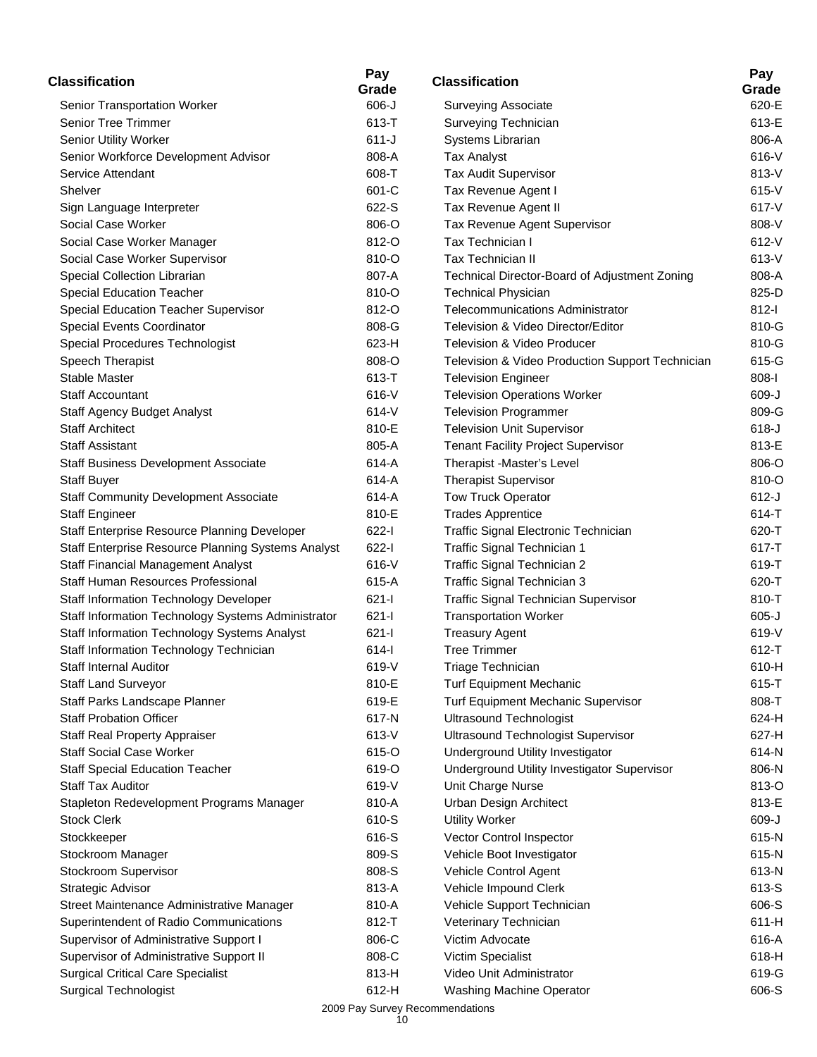| Classification | Pay Grade |
|---|---|
| Senior Transportation Worker | 606-J |
| Senior Tree Trimmer | 613-T |
| Senior Utility Worker | 611-J |
| Senior Workforce Development Advisor | 808-A |
| Service Attendant | 608-T |
| Shelver | 601-C |
| Sign Language Interpreter | 622-S |
| Social Case Worker | 806-O |
| Social Case Worker Manager | 812-O |
| Social Case Worker Supervisor | 810-O |
| Special Collection Librarian | 807-A |
| Special Education Teacher | 810-O |
| Special Education Teacher Supervisor | 812-O |
| Special Events Coordinator | 808-G |
| Special Procedures Technologist | 623-H |
| Speech Therapist | 808-O |
| Stable Master | 613-T |
| Staff Accountant | 616-V |
| Staff Agency Budget Analyst | 614-V |
| Staff Architect | 810-E |
| Staff Assistant | 805-A |
| Staff Business Development Associate | 614-A |
| Staff Buyer | 614-A |
| Staff Community Development Associate | 614-A |
| Staff Engineer | 810-E |
| Staff Enterprise Resource Planning Developer | 622-I |
| Staff Enterprise Resource Planning Systems Analyst | 622-I |
| Staff Financial Management Analyst | 616-V |
| Staff Human Resources Professional | 615-A |
| Staff Information Technology Developer | 621-I |
| Staff Information Technology Systems Administrator | 621-I |
| Staff Information Technology Systems Analyst | 621-I |
| Staff Information Technology Technician | 614-I |
| Staff Internal Auditor | 619-V |
| Staff Land Surveyor | 810-E |
| Staff Parks Landscape Planner | 619-E |
| Staff Probation Officer | 617-N |
| Staff Real Property Appraiser | 613-V |
| Staff Social Case Worker | 615-O |
| Staff Special Education Teacher | 619-O |
| Staff Tax Auditor | 619-V |
| Stapleton Redevelopment Programs Manager | 810-A |
| Stock Clerk | 610-S |
| Stockkeeper | 616-S |
| Stockroom Manager | 809-S |
| Stockroom Supervisor | 808-S |
| Strategic Advisor | 813-A |
| Street Maintenance Administrative Manager | 810-A |
| Superintendent of Radio Communications | 812-T |
| Supervisor of Administrative Support I | 806-C |
| Supervisor of Administrative Support II | 808-C |
| Surgical Critical Care Specialist | 813-H |
| Surgical Technologist | 612-H |
| Surveying Associate | 620-E |
| Surveying Technician | 613-E |
| Systems Librarian | 806-A |
| Tax Analyst | 616-V |
| Tax Audit Supervisor | 813-V |
| Tax Revenue Agent I | 615-V |
| Tax Revenue Agent II | 617-V |
| Tax Revenue Agent Supervisor | 808-V |
| Tax Technician I | 612-V |
| Tax Technician II | 613-V |
| Technical Director-Board of Adjustment Zoning | 808-A |
| Technical Physician | 825-D |
| Telecommunications Administrator | 812-I |
| Television & Video Director/Editor | 810-G |
| Television & Video Producer | 810-G |
| Television & Video Production Support Technician | 615-G |
| Television Engineer | 808-I |
| Television Operations Worker | 609-J |
| Television Programmer | 809-G |
| Television Unit Supervisor | 618-J |
| Tenant Facility Project Supervisor | 813-E |
| Therapist -Master's Level | 806-O |
| Therapist Supervisor | 810-O |
| Tow Truck Operator | 612-J |
| Trades Apprentice | 614-T |
| Traffic Signal Electronic Technician | 620-T |
| Traffic Signal Technician 1 | 617-T |
| Traffic Signal Technician 2 | 619-T |
| Traffic Signal Technician 3 | 620-T |
| Traffic Signal Technician Supervisor | 810-T |
| Transportation Worker | 605-J |
| Treasury Agent | 619-V |
| Tree Trimmer | 612-T |
| Triage Technician | 610-H |
| Turf Equipment Mechanic | 615-T |
| Turf Equipment Mechanic Supervisor | 808-T |
| Ultrasound Technologist | 624-H |
| Ultrasound Technologist Supervisor | 627-H |
| Underground Utility Investigator | 614-N |
| Underground Utility Investigator Supervisor | 806-N |
| Unit Charge Nurse | 813-O |
| Urban Design Architect | 813-E |
| Utility Worker | 609-J |
| Vector Control Inspector | 615-N |
| Vehicle Boot Investigator | 615-N |
| Vehicle Control Agent | 613-N |
| Vehicle Impound Clerk | 613-S |
| Vehicle Support Technician | 606-S |
| Veterinary Technician | 611-H |
| Victim Advocate | 616-A |
| Victim Specialist | 618-H |
| Video Unit Administrator | 619-G |
| Washing Machine Operator | 606-S |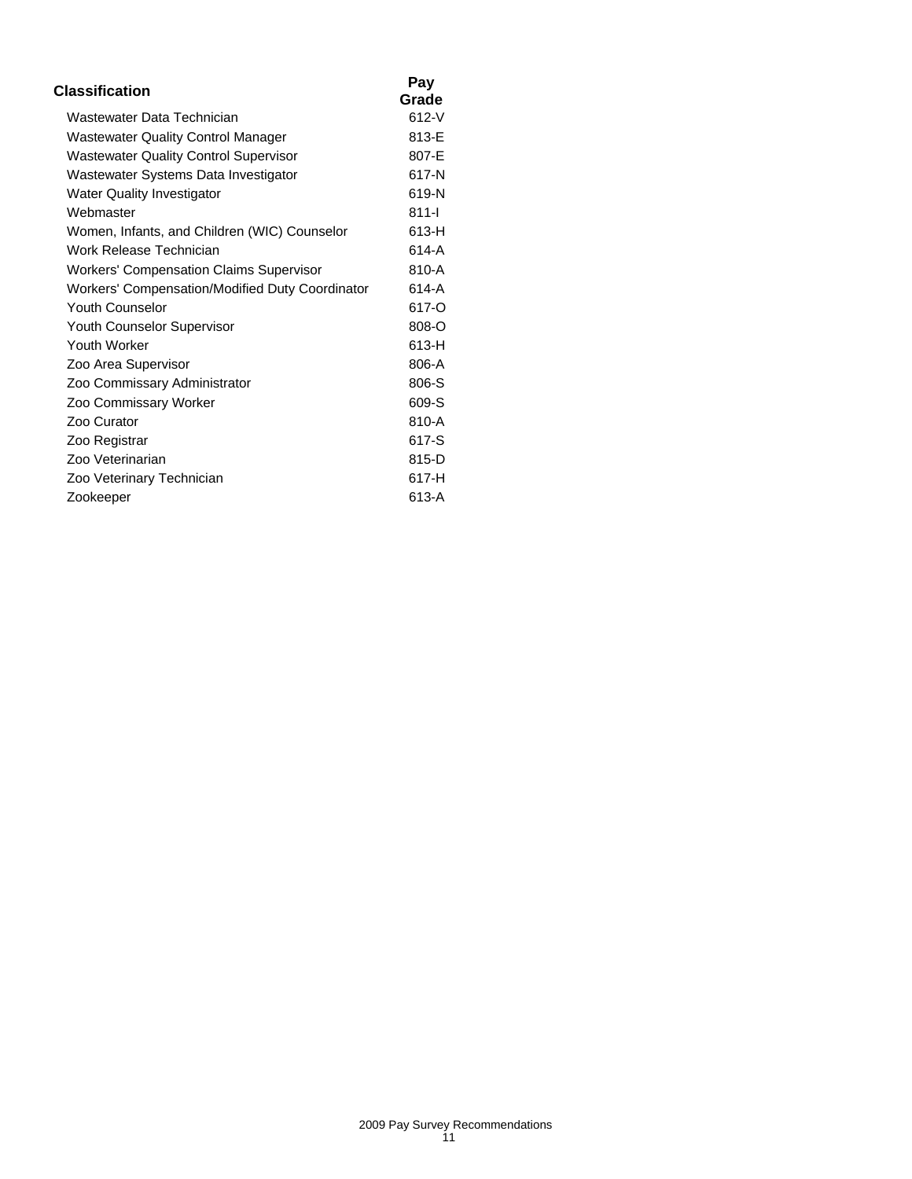| Classification | Pay Grade |
|---|---|
| Wastewater Data Technician | 612-V |
| Wastewater Quality Control Manager | 813-E |
| Wastewater Quality Control Supervisor | 807-E |
| Wastewater Systems Data Investigator | 617-N |
| Water Quality Investigator | 619-N |
| Webmaster | 811-I |
| Women, Infants, and Children (WIC) Counselor | 613-H |
| Work Release Technician | 614-A |
| Workers' Compensation Claims Supervisor | 810-A |
| Workers' Compensation/Modified Duty Coordinator | 614-A |
| Youth Counselor | 617-O |
| Youth Counselor Supervisor | 808-O |
| Youth Worker | 613-H |
| Zoo Area Supervisor | 806-A |
| Zoo Commissary Administrator | 806-S |
| Zoo Commissary Worker | 609-S |
| Zoo Curator | 810-A |
| Zoo Registrar | 617-S |
| Zoo Veterinarian | 815-D |
| Zoo Veterinary Technician | 617-H |
| Zookeeper | 613-A |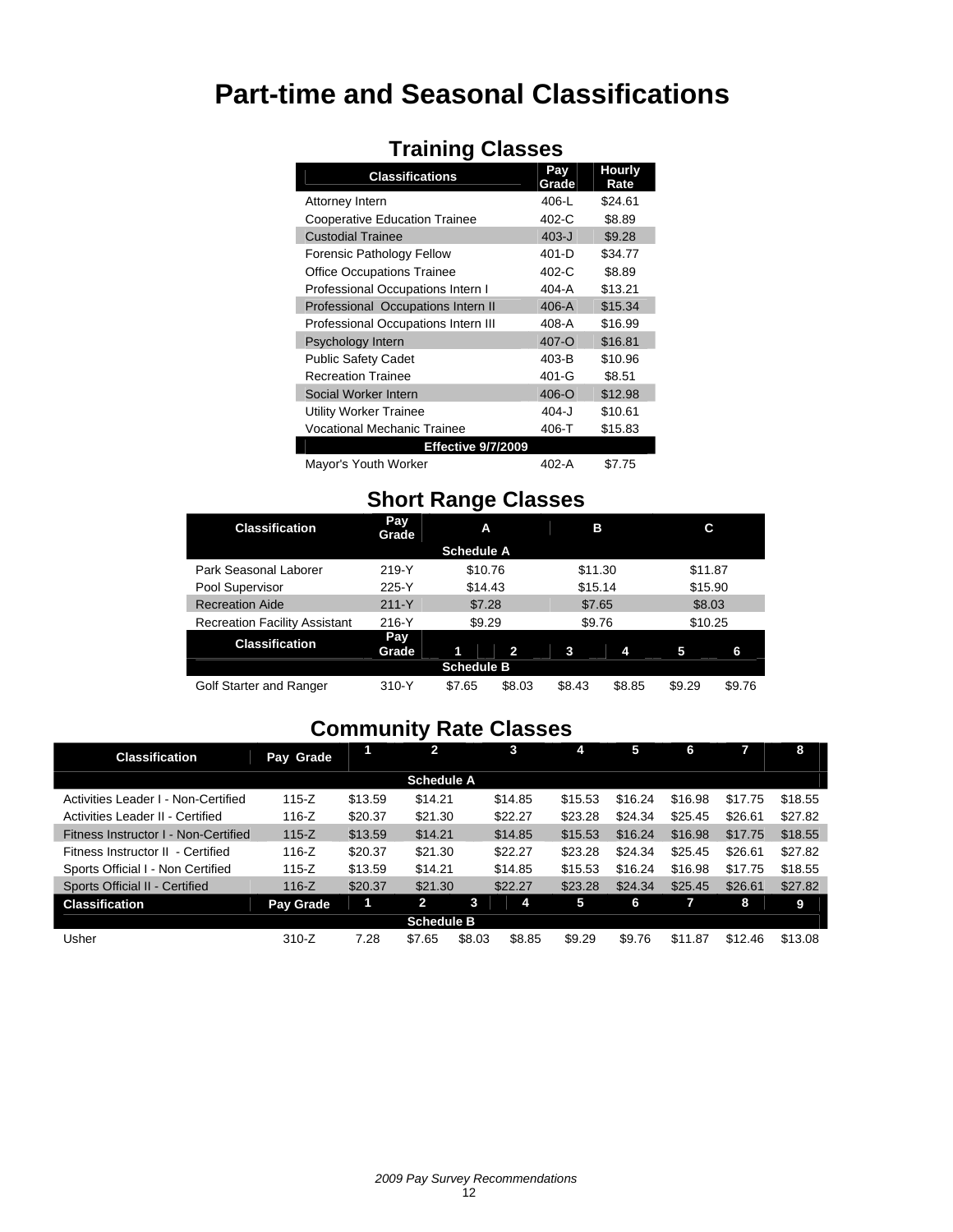# Part-time and Seasonal Classifications

## Training Classes

| Classifications | Pay Grade | Hourly Rate |
|---|---|---|
| Attorney Intern | 406-L | $24.61 |
| Cooperative Education Trainee | 402-C | $8.89 |
| Custodial Trainee | 403-J | $9.28 |
| Forensic Pathology Fellow | 401-D | $34.77 |
| Office Occupations Trainee | 402-C | $8.89 |
| Professional Occupations Intern I | 404-A | $13.21 |
| Professional Occupations Intern II | 406-A | $15.34 |
| Professional Occupations Intern III | 408-A | $16.99 |
| Psychology Intern | 407-O | $16.81 |
| Public Safety Cadet | 403-B | $10.96 |
| Recreation Trainee | 401-G | $8.51 |
| Social Worker Intern | 406-O | $12.98 |
| Utility Worker Trainee | 404-J | $10.61 |
| Vocational Mechanic Trainee | 406-T | $15.83 |
| **Effective 9/7/2009** | | |
| Mayor's Youth Worker | 402-A | $7.75 |

## Short Range Classes

| Classification | Pay Grade | A | | B | | C | |
|---|---|---|---|---|---|---|---|
| **Schedule A** | | | | | | | |
| Park Seasonal Laborer | 219-Y | $10.76 | | $11.30 | | $11.87 | |
| Pool Supervisor | 225-Y | $14.43 | | $15.14 | | $15.90 | |
| Recreation Aide | 211-Y | $7.28 | | $7.65 | | $8.03 | |
| Recreation Facility Assistant | 216-Y | $9.29 | | $9.76 | | $10.25 | |
| **Classification** | **Pay Grade** | **1** | **2** | **3** | **4** | **5** | **6** |
| **Schedule B** | | | | | | | |
| Golf Starter and Ranger | 310-Y | $7.65 | $8.03 | $8.43 | $8.85 | $9.29 | $9.76 |

## Community Rate Classes

| Classification | Pay Grade | 1 | 2 | | 3 | 4 | 5 | 6 | 7 | 8 |
|---|---|---|---|---|---|---|---|---|---|---|
| **Schedule A** | | | | | | | | | | |
| Activities Leader I - Non-Certified | 115-Z | $13.59 | $14.21 | | $14.85 | $15.53 | $16.24 | $16.98 | $17.75 | $18.55 |
| Activities Leader II - Certified | 116-Z | $20.37 | $21.30 | | $22.27 | $23.28 | $24.34 | $25.45 | $26.61 | $27.82 |
| Fitness Instructor I - Non-Certified | 115-Z | $13.59 | $14.21 | | $14.85 | $15.53 | $16.24 | $16.98 | $17.75 | $18.55 |
| Fitness Instructor II - Certified | 116-Z | $20.37 | $21.30 | | $22.27 | $23.28 | $24.34 | $25.45 | $26.61 | $27.82 |
| Sports Official I - Non Certified | 115-Z | $13.59 | $14.21 | | $14.85 | $15.53 | $16.24 | $16.98 | $17.75 | $18.55 |
| Sports Official II - Certified | 116-Z | $20.37 | $21.30 | | $22.27 | $23.28 | $24.34 | $25.45 | $26.61 | $27.82 |
| **Classification** | **Pay Grade** | **1** | **2** | **3** | **4** | **5** | **6** | **7** | **8** | **9** |
| **Schedule B** | | | | | | | | | | |
| Usher | 310-Z | 7.28 | $7.65 | $8.03 | $8.85 | $9.29 | $9.76 | $11.87 | $12.46 | $13.08 |

*2009 Pay Survey Recommendations*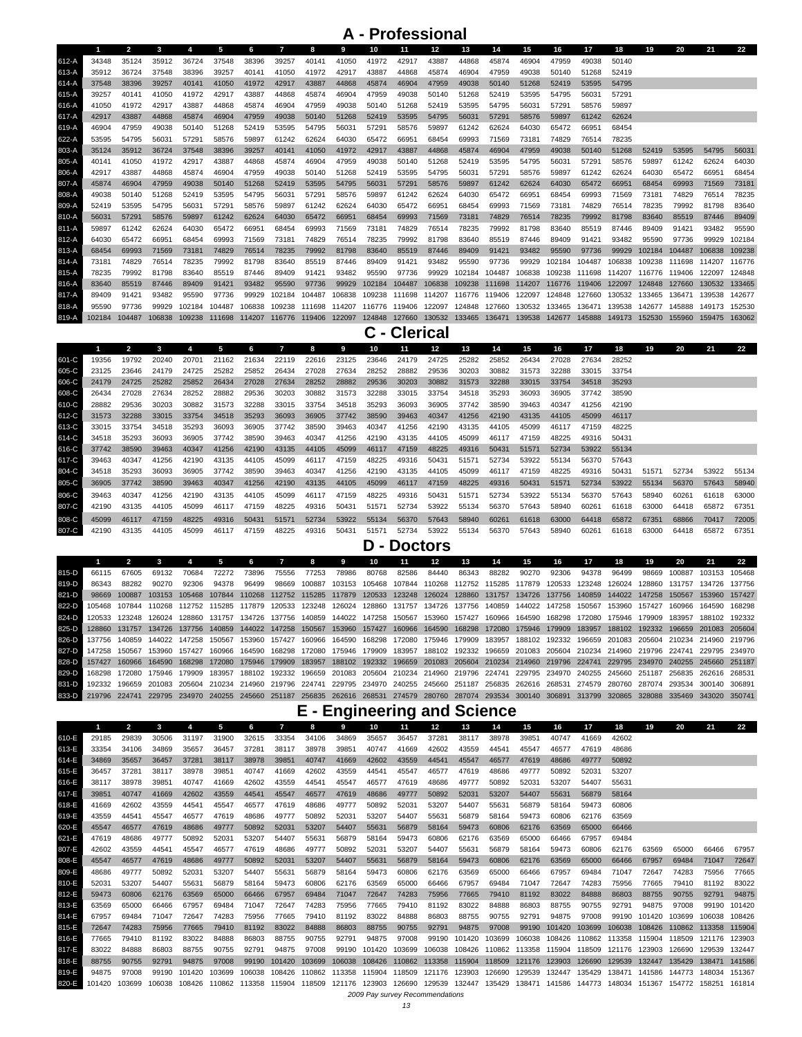# A - Professional

| | 1 | 2 | 3 | 4 | 5 | 6 | 7 | 8 | 9 | 10 | 11 | 12 | 13 | 14 | 15 | 16 | 17 | 18 | 19 | 20 | 21 | 22 |
|---|---|---|---|---|---|---|---|---|---|---|---|---|---|---|---|---|---|---|---|---|---|---|
| 612-A | 34348 | 35124 | 35912 | 36724 | 37548 | 38396 | 39257 | 40141 | 41050 | 41972 | 42917 | 43887 | 44868 | 45874 | 46904 | 47959 | 49038 | 50140 | | | | |
| 613-A | 35912 | 36724 | 37548 | 38396 | 39257 | 40141 | 41050 | 41972 | 42917 | 43887 | 44868 | 45874 | 46904 | 47959 | 49038 | 50140 | 51268 | 52419 | | | | |
| 614-A | 37548 | 38396 | 39257 | 40141 | 41050 | 41972 | 42917 | 43887 | 44868 | 45874 | 46904 | 47959 | 49038 | 50140 | 51268 | 52419 | 53595 | 54795 | | | | |
| 615-A | 39257 | 40141 | 41050 | 41972 | 42917 | 43887 | 44868 | 45874 | 46904 | 47959 | 49038 | 50140 | 51268 | 52419 | 53595 | 54795 | 56031 | 57291 | | | | |
| 616-A | 41050 | 41972 | 42917 | 43887 | 44868 | 45874 | 46904 | 47959 | 49038 | 50140 | 51268 | 52419 | 53595 | 54795 | 56031 | 57291 | 58576 | 59897 | | | | |
| 617-A | 42917 | 43887 | 44868 | 45874 | 46904 | 47959 | 49038 | 50140 | 51268 | 52419 | 53595 | 54795 | 56031 | 57291 | 58576 | 59897 | 61242 | 62624 | | | | |
| 619-A | 46904 | 47959 | 49038 | 50140 | 51268 | 52419 | 53595 | 54795 | 56031 | 57291 | 58576 | 59897 | 61242 | 62624 | 64030 | 65472 | 66951 | 68454 | | | | |
| 622-A | 53595 | 54795 | 56031 | 57291 | 58576 | 59897 | 61242 | 62624 | 64030 | 65472 | 66951 | 68454 | 69993 | 71569 | 73181 | 74829 | 76514 | 78235 | | | | |
| 803-A | 35124 | 35912 | 36724 | 37548 | 38396 | 39257 | 40141 | 41050 | 41972 | 42917 | 43887 | 44868 | 45874 | 46904 | 47959 | 49038 | 50140 | 51268 | 52419 | 53595 | 54795 | 56031 |
| 805-A | 40141 | 41050 | 41972 | 42917 | 43887 | 44868 | 45874 | 46904 | 47959 | 49038 | 50140 | 51268 | 52419 | 53595 | 54795 | 56031 | 57291 | 58576 | 59897 | 61242 | 62624 | 64030 |
| 806-A | 42917 | 43887 | 44868 | 45874 | 46904 | 47959 | 49038 | 50140 | 51268 | 52419 | 53595 | 54795 | 56031 | 57291 | 58576 | 59897 | 61242 | 62624 | 64030 | 65472 | 66951 | 68454 |
| 807-A | 45874 | 46904 | 47959 | 49038 | 50140 | 51268 | 52419 | 53595 | 54795 | 56031 | 57291 | 58576 | 59897 | 61242 | 62624 | 64030 | 65472 | 66951 | 68454 | 69993 | 71569 | 73181 |
| 808-A | 49038 | 50140 | 51268 | 52419 | 53595 | 54795 | 56031 | 57291 | 58576 | 59897 | 61242 | 62624 | 64030 | 65472 | 66951 | 68454 | 69993 | 71569 | 73181 | 74829 | 76514 | 78235 |
| 809-A | 52419 | 53595 | 54795 | 56031 | 57291 | 58576 | 59897 | 61242 | 62624 | 64030 | 65472 | 66951 | 68454 | 69993 | 71569 | 73181 | 74829 | 76514 | 78235 | 79992 | 81798 | 83640 |
| 810-A | 56031 | 57291 | 58576 | 59897 | 61242 | 62624 | 64030 | 65472 | 66951 | 68454 | 69993 | 71569 | 73181 | 74829 | 76514 | 78235 | 79992 | 81798 | 83640 | 85519 | 87446 | 89409 |
| 811-A | 59897 | 61242 | 62624 | 64030 | 65472 | 66951 | 68454 | 69993 | 71569 | 73181 | 74829 | 76514 | 78235 | 79992 | 81798 | 83640 | 85519 | 87446 | 89409 | 91421 | 93482 | 95590 |
| 812-A | 64030 | 65472 | 66951 | 68454 | 69993 | 71569 | 73181 | 74829 | 76514 | 78235 | 79992 | 81798 | 83640 | 85519 | 87446 | 89409 | 91421 | 93482 | 95590 | 97736 | 99929 | 102184 |
| 813-A | 68454 | 69993 | 71569 | 73181 | 74829 | 76514 | 78235 | 79992 | 81798 | 83640 | 85519 | 87446 | 89409 | 91421 | 93482 | 95590 | 97736 | 99929 | 102184 | 104487 | 106838 | 109238 |
| 814-A | 73181 | 74829 | 76514 | 78235 | 79992 | 81798 | 83640 | 85519 | 87446 | 89409 | 91421 | 93482 | 95590 | 97736 | 99929 | 102184 | 104487 | 106838 | 109238 | 111698 | 114207 | 116776 |
| 815-A | 78235 | 79992 | 81798 | 83640 | 85519 | 87446 | 89409 | 91421 | 93482 | 95590 | 97736 | 99929 | 102184 | 104487 | 106838 | 109238 | 111698 | 114207 | 116776 | 119406 | 122097 | 124848 |
| 816-A | 83640 | 85519 | 87446 | 89409 | 91421 | 93482 | 95590 | 97736 | 99929 | 102184 | 104487 | 106838 | 109238 | 111698 | 114207 | 116776 | 119406 | 122097 | 124848 | 127660 | 130532 | 133465 |
| 817-A | 89409 | 91421 | 93482 | 95590 | 97736 | 99929 | 102184 | 104487 | 106838 | 109238 | 111698 | 114207 | 116776 | 119406 | 122097 | 124848 | 127660 | 130532 | 133465 | 136471 | 139538 | 142677 |
| 818-A | 95590 | 97736 | 99929 | 102184 | 104487 | 106838 | 109238 | 111698 | 114207 | 116776 | 119406 | 122097 | 124848 | 127660 | 130532 | 133465 | 136471 | 139538 | 142677 | 145888 | 149173 | 152530 |
| 819-A | 102184 | 104487 | 106838 | 109238 | 111698 | 114207 | 116776 | 119406 | 122097 | 124848 | 127660 | 130532 | 133465 | 136471 | 139538 | 142677 | 145888 | 149173 | 152530 | 155960 | 159475 | 163062 |

# C - Clerical

| | 1 | 2 | 3 | 4 | 5 | 6 | 7 | 8 | 9 | 10 | 11 | 12 | 13 | 14 | 15 | 16 | 17 | 18 | 19 | 20 | 21 | 22 |
|---|---|---|---|---|---|---|---|---|---|---|---|---|---|---|---|---|---|---|---|---|---|---|
| 601-C | 19356 | 19792 | 20240 | 20701 | 21162 | 21634 | 22119 | 22616 | 23125 | 23646 | 24179 | 24725 | 25282 | 25852 | 26434 | 27028 | 27634 | 28252 | | | | |
| 605-C | 23125 | 23646 | 24179 | 24725 | 25282 | 25852 | 26434 | 27028 | 27634 | 28252 | 28882 | 29536 | 30203 | 30882 | 31573 | 32288 | 33015 | 33754 | | | | |
| 606-C | 24179 | 24725 | 25282 | 25852 | 26434 | 27028 | 27634 | 28252 | 28882 | 29536 | 30203 | 30882 | 31573 | 32288 | 33015 | 33754 | 34518 | 35293 | | | | |
| 608-C | 26434 | 27028 | 27634 | 28252 | 28882 | 29536 | 30203 | 30882 | 31573 | 32288 | 33015 | 33754 | 34518 | 35293 | 36093 | 36905 | 37742 | 38590 | | | | |
| 610-C | 28882 | 29536 | 30203 | 30882 | 31573 | 32288 | 33015 | 33754 | 34518 | 35293 | 36093 | 36905 | 37742 | 38590 | 39463 | 40347 | 41256 | 42190 | | | | |
| 612-C | 31573 | 32288 | 33015 | 33754 | 34518 | 35293 | 36093 | 36905 | 37742 | 38590 | 39463 | 40347 | 41256 | 42190 | 43135 | 44105 | 45099 | 46117 | | | | |
| 613-C | 33015 | 33754 | 34518 | 35293 | 36093 | 36905 | 37742 | 38590 | 39463 | 40347 | 41256 | 42190 | 43135 | 44105 | 45099 | 46117 | 47159 | 48225 | | | | |
| 614-C | 34518 | 35293 | 36093 | 36905 | 37742 | 38590 | 39463 | 40347 | 41256 | 42190 | 43135 | 44105 | 45099 | 46117 | 47159 | 48225 | 49316 | 50431 | | | | |
| 616-C | 37742 | 38590 | 39463 | 40347 | 41256 | 42190 | 43135 | 44105 | 45099 | 46117 | 47159 | 48225 | 49316 | 50431 | 51571 | 52734 | 53922 | 55134 | | | | |
| 617-C | 39463 | 40347 | 41256 | 42190 | 43135 | 44105 | 45099 | 46117 | 47159 | 48225 | 49316 | 50431 | 51571 | 52734 | 53922 | 55134 | 56370 | 57643 | | | | |
| 804-C | 34518 | 35293 | 36093 | 36905 | 37742 | 38590 | 39463 | 40347 | 41256 | 42190 | 43135 | 44105 | 45099 | 46117 | 47159 | 48225 | 49316 | 50431 | 51571 | 52734 | 53922 | 55134 |
| 805-C | 36905 | 37742 | 38590 | 39463 | 40347 | 41256 | 42190 | 43135 | 44105 | 45099 | 46117 | 47159 | 48225 | 49316 | 50431 | 51571 | 52734 | 53922 | 55134 | 56370 | 57643 | 58940 |
| 806-C | 39463 | 40347 | 41256 | 42190 | 43135 | 44105 | 45099 | 46117 | 47159 | 48225 | 49316 | 50431 | 51571 | 52734 | 53922 | 55134 | 56370 | 57643 | 58940 | 60261 | 61618 | 63000 |
| 807-C | 42190 | 43135 | 44105 | 45099 | 46117 | 47159 | 48225 | 49316 | 50431 | 51571 | 52734 | 53922 | 55134 | 56370 | 57643 | 58940 | 60261 | 61618 | 63000 | 64418 | 65872 | 67351 |
| 808-C | 45099 | 46117 | 47159 | 48225 | 49316 | 50431 | 51571 | 52734 | 53922 | 55134 | 56370 | 57643 | 58940 | 60261 | 61618 | 63000 | 64418 | 65872 | 67351 | 68866 | 70417 | 72005 |
| 807-C | 42190 | 43135 | 44105 | 45099 | 46117 | 47159 | 48225 | 49316 | 50431 | 51571 | 52734 | 53922 | 55134 | 56370 | 57643 | 58940 | 60261 | 61618 | 63000 | 64418 | 65872 | 67351 |

# D - Doctors

| | 1 | 2 | 3 | 4 | 5 | 6 | 7 | 8 | 9 | 10 | 11 | 12 | 13 | 14 | 15 | 16 | 17 | 18 | 19 | 20 | 21 | 22 |
|---|---|---|---|---|---|---|---|---|---|---|---|---|---|---|---|---|---|---|---|---|---|---|
| 815-D | 66115 | 67605 | 69132 | 70684 | 72272 | 73896 | 75556 | 77253 | 78986 | 80768 | 82586 | 84440 | 86343 | 88282 | 90270 | 92306 | 94378 | 96499 | 98669 | 100887 | 103153 | 105468 |
| 819-D | 86343 | 88282 | 90270 | 92306 | 94378 | 96499 | 98669 | 100887 | 103153 | 105468 | 107844 | 110268 | 112752 | 115285 | 117879 | 120533 | 123248 | 126024 | 128860 | 131757 | 134726 | 137756 |
| 821-D | 98669 | 100887 | 103153 | 105468 | 107844 | 110268 | 112752 | 115285 | 117879 | 120533 | 123248 | 126024 | 128860 | 131757 | 134726 | 137756 | 140859 | 144022 | 147258 | 150567 | 153960 | 157427 |
| 822-D | 105468 | 107844 | 110268 | 112752 | 115285 | 117879 | 120533 | 123248 | 126024 | 128860 | 131757 | 134726 | 137756 | 140859 | 144022 | 147258 | 150567 | 153960 | 157427 | 160966 | 164590 | 168298 |
| 824-D | 120533 | 123248 | 126024 | 128860 | 131757 | 134726 | 137756 | 140859 | 144022 | 147258 | 150567 | 153960 | 157427 | 160966 | 164590 | 168298 | 172080 | 175946 | 179909 | 183957 | 188102 | 192332 |
| 825-D | 128860 | 131757 | 134726 | 137756 | 140859 | 144022 | 147258 | 150567 | 153960 | 157427 | 160966 | 164590 | 168298 | 172080 | 175946 | 179909 | 183957 | 188102 | 192332 | 196659 | 201083 | 205604 |
| 826-D | 137756 | 140859 | 144022 | 147258 | 150567 | 153960 | 157427 | 160966 | 164590 | 168298 | 172080 | 175946 | 179909 | 183957 | 188102 | 192332 | 196659 | 201083 | 205604 | 210234 | 214960 | 219796 |
| 827-D | 147258 | 150567 | 153960 | 157427 | 160966 | 164590 | 168298 | 172080 | 175946 | 179909 | 183957 | 188102 | 192332 | 196659 | 201083 | 205604 | 210234 | 214960 | 219796 | 224741 | 229795 | 234970 |
| 828-D | 157427 | 160966 | 164590 | 168298 | 172080 | 175946 | 179909 | 183957 | 188102 | 192332 | 196659 | 201083 | 205604 | 210234 | 214960 | 219796 | 224741 | 229795 | 234970 | 240255 | 245660 | 251187 |
| 829-D | 168298 | 172080 | 175946 | 179909 | 183957 | 188102 | 192332 | 196659 | 201083 | 205604 | 210234 | 214960 | 219796 | 224741 | 229795 | 234970 | 240255 | 245660 | 251187 | 256835 | 262616 | 268531 |
| 831-D | 192332 | 196659 | 201083 | 205604 | 210234 | 214960 | 219796 | 224741 | 229795 | 234970 | 240255 | 245660 | 251187 | 256835 | 262616 | 268531 | 274579 | 280760 | 287074 | 293534 | 300140 | 306891 |
| 833-D | 219796 | 224741 | 229795 | 234970 | 240255 | 245660 | 251187 | 256835 | 262616 | 268531 | 274579 | 280760 | 287074 | 293534 | 300140 | 306891 | 313799 | 320865 | 328088 | 335469 | 343020 | 350741 |

# E - Engineering and Science

| | 1 | 2 | 3 | 4 | 5 | 6 | 7 | 8 | 9 | 10 | 11 | 12 | 13 | 14 | 15 | 16 | 17 | 18 | 19 | 20 | 21 | 22 |
|---|---|---|---|---|---|---|---|---|---|---|---|---|---|---|---|---|---|---|---|---|---|---|
| 610-E | 29185 | 29839 | 30506 | 31197 | 31900 | 32615 | 33354 | 34106 | 34869 | 35657 | 36457 | 37281 | 38117 | 38978 | 39851 | 40747 | 41669 | 42602 | | | | |
| 613-E | 33354 | 34106 | 34869 | 35657 | 36457 | 37281 | 38117 | 38978 | 39851 | 40747 | 41669 | 42602 | 43559 | 44541 | 45547 | 46577 | 47619 | 48686 | | | | |
| 614-E | 34869 | 35657 | 36457 | 37281 | 38117 | 38978 | 39851 | 40747 | 41669 | 42602 | 43559 | 44541 | 45547 | 46577 | 47619 | 48686 | 49777 | 50892 | | | | |
| 615-E | 36457 | 37281 | 38117 | 38978 | 39851 | 40747 | 41669 | 42602 | 43559 | 44541 | 45547 | 46577 | 47619 | 48686 | 49777 | 50892 | 52031 | 53207 | | | | |
| 616-E | 38117 | 38978 | 39851 | 40747 | 41669 | 42602 | 43559 | 44541 | 45547 | 46577 | 47619 | 48686 | 49777 | 50892 | 52031 | 53207 | 54407 | 55631 | | | | |
| 617-E | 39851 | 40747 | 41669 | 42602 | 43559 | 44541 | 45547 | 46577 | 47619 | 48686 | 49777 | 50892 | 52031 | 53207 | 54407 | 55631 | 56879 | 58164 | | | | |
| 618-E | 41669 | 42602 | 43559 | 44541 | 45547 | 46577 | 47619 | 48686 | 49777 | 50892 | 52031 | 53207 | 54407 | 55631 | 56879 | 58164 | 59473 | 60806 | | | | |
| 619-E | 43559 | 44541 | 45547 | 46577 | 47619 | 48686 | 49777 | 50892 | 52031 | 53207 | 54407 | 55631 | 56879 | 58164 | 59473 | 60806 | 62176 | 63569 | | | | |
| 620-E | 45547 | 46577 | 47619 | 48686 | 49777 | 50892 | 52031 | 53207 | 54407 | 55631 | 56879 | 58164 | 59473 | 60806 | 62176 | 63569 | 65000 | 66466 | | | | |
| 621-E | 47619 | 48686 | 49777 | 50892 | 52031 | 53207 | 54407 | 55631 | 56879 | 58164 | 59473 | 60806 | 62176 | 63569 | 65000 | 66466 | 67957 | 69484 | | | | |
| 807-E | 42602 | 43559 | 44541 | 45547 | 46577 | 47619 | 48686 | 49777 | 50892 | 52031 | 53207 | 54407 | 55631 | 56879 | 58164 | 59473 | 60806 | 62176 | 63569 | 65000 | 66466 | 67957 |
| 808-E | 45547 | 46577 | 47619 | 48686 | 49777 | 50892 | 52031 | 53207 | 54407 | 55631 | 56879 | 58164 | 59473 | 60806 | 62176 | 63569 | 65000 | 66466 | 67957 | 69484 | 71047 | 72647 |
| 809-E | 48686 | 49777 | 50892 | 52031 | 53207 | 54407 | 55631 | 56879 | 58164 | 59473 | 60806 | 62176 | 63569 | 65000 | 66466 | 67957 | 69484 | 71047 | 72647 | 74283 | 75956 | 77665 |
| 810-E | 52031 | 53207 | 54407 | 55631 | 56879 | 58164 | 59473 | 60806 | 62176 | 63569 | 65000 | 66466 | 67957 | 69484 | 71047 | 72647 | 74283 | 75956 | 77665 | 79410 | 81192 | 83022 |
| 812-E | 59473 | 60806 | 62176 | 63569 | 65000 | 66466 | 67957 | 69484 | 71047 | 72647 | 74283 | 75956 | 77665 | 79410 | 81192 | 83022 | 84888 | 86803 | 88755 | 90755 | 92791 | 94875 |
| 813-E | 63569 | 65000 | 66466 | 67957 | 69484 | 71047 | 72647 | 74283 | 75956 | 77665 | 79410 | 81192 | 83022 | 84888 | 86803 | 88755 | 90755 | 92791 | 94875 | 97008 | 99190 | 101420 |
| 814-E | 67957 | 69484 | 71047 | 72647 | 74283 | 75956 | 77665 | 79410 | 81192 | 83022 | 84888 | 86803 | 88755 | 90755 | 92791 | 94875 | 97008 | 99190 | 101420 | 103699 | 106038 | 108426 |
| 815-E | 72647 | 74283 | 75956 | 77665 | 79410 | 81192 | 83022 | 84888 | 86803 | 88755 | 90755 | 92791 | 94875 | 97008 | 99190 | 101420 | 103699 | 106038 | 108426 | 110862 | 113358 | 115904 |
| 816-E | 77665 | 79410 | 81192 | 83022 | 84888 | 86803 | 88755 | 90755 | 92791 | 94875 | 97008 | 99190 | 101420 | 103699 | 106038 | 108426 | 110862 | 113358 | 115904 | 118509 | 121176 | 123903 |
| 817-E | 83022 | 84888 | 86803 | 88755 | 90755 | 92791 | 94875 | 97008 | 99190 | 101420 | 103699 | 106038 | 108426 | 110862 | 113358 | 115904 | 118509 | 121176 | 123903 | 126690 | 129539 | 132447 |
| 818-E | 88755 | 90755 | 92791 | 94875 | 97008 | 99190 | 101420 | 103699 | 106038 | 108426 | 110862 | 113358 | 115904 | 118509 | 121176 | 123903 | 126690 | 129539 | 132447 | 135429 | 138471 | 141586 |
| 819-E | 94875 | 97008 | 99190 | 101420 | 103699 | 106038 | 108426 | 110862 | 113358 | 115904 | 118509 | 121176 | 123903 | 126690 | 129539 | 132447 | 135429 | 138471 | 141586 | 144773 | 148034 | 151367 |
| 820-E | 101420 | 103699 | 106038 | 108426 | 110862 | 113358 | 115904 | 118509 | 121176 | 123903 | 126690 | 129539 | 132447 | 135429 | 138471 | 141586 | 144773 | 148034 | 151367 | 154772 | 158251 | 161814 |

*2009 Pay survey Recommendations*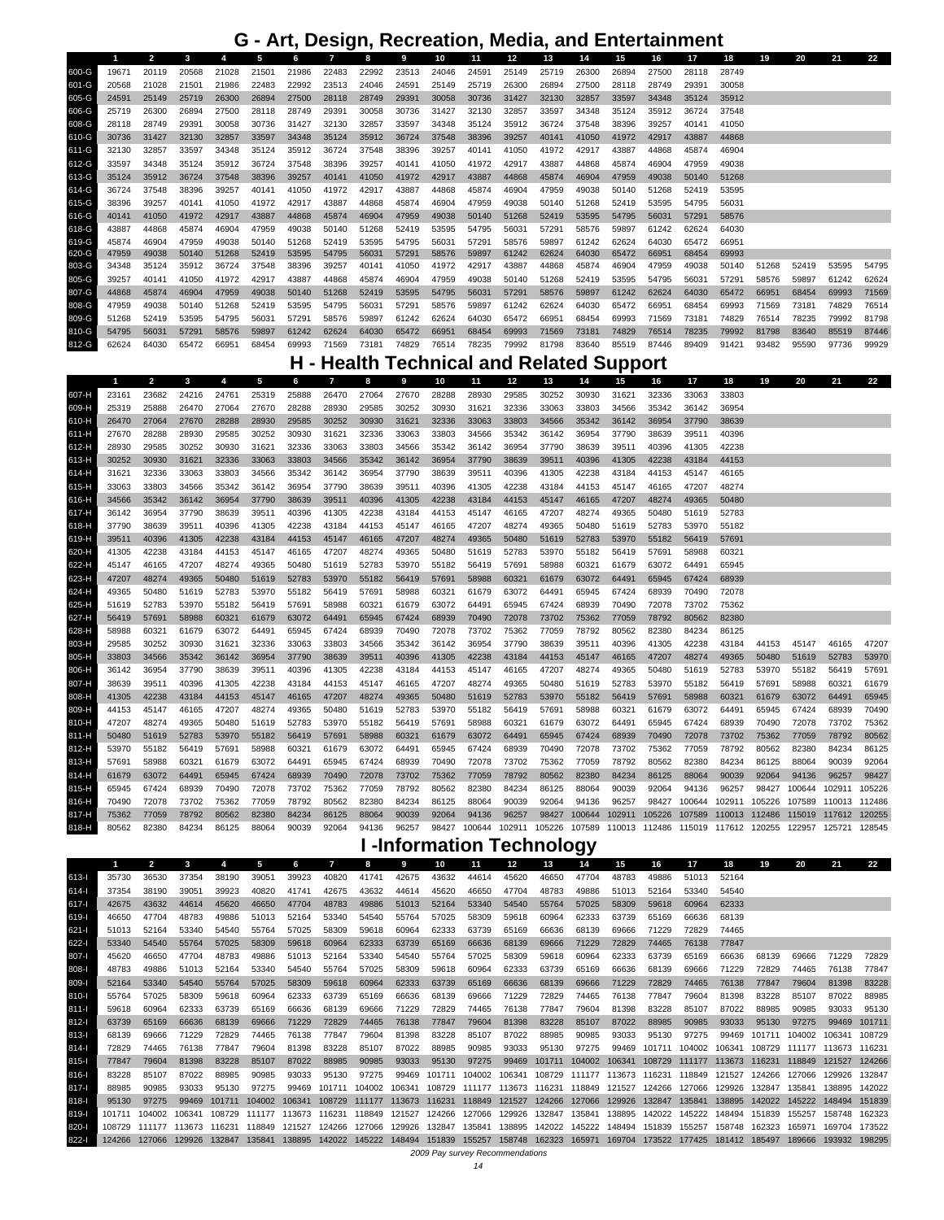# G - Art, Design, Recreation, Media, and Entertainment

| | 1 | 2 | 3 | 4 | 5 | 6 | 7 | 8 | 9 | 10 | 11 | 12 | 13 | 14 | 15 | 16 | 17 | 18 | 19 | 20 | 21 | 22 |
|---|---|---|---|---|---|---|---|---|---|---|---|---|---|---|---|---|---|---|---|---|---|---|
| 600-G | 19671 | 20119 | 20568 | 21028 | 21501 | 21986 | 22483 | 22992 | 23513 | 24046 | 24591 | 25149 | 25719 | 26300 | 26894 | 27500 | 28118 | 28749 | | | | |
| 601-G | 20568 | 21028 | 21501 | 21986 | 22483 | 22992 | 23513 | 24046 | 24591 | 25149 | 25719 | 26300 | 26894 | 27500 | 28118 | 28749 | 29391 | 30058 | | | | |
| 605-G | 24591 | 25149 | 25719 | 26300 | 26894 | 27500 | 28118 | 28749 | 29391 | 30058 | 30736 | 31427 | 32130 | 32857 | 33597 | 34348 | 35124 | 35912 | | | | |
| 606-G | 25719 | 26300 | 26894 | 27500 | 28118 | 28749 | 29391 | 30058 | 30736 | 31427 | 32130 | 32857 | 33597 | 34348 | 35124 | 35912 | 36724 | 37548 | | | | |
| 608-G | 28118 | 28749 | 29391 | 30058 | 30736 | 31427 | 32130 | 32857 | 33597 | 34348 | 35124 | 35912 | 36724 | 37548 | 38396 | 39257 | 40141 | 41050 | | | | |
| 610-G | 30736 | 31427 | 32130 | 32857 | 33597 | 34348 | 35124 | 35912 | 36724 | 37548 | 38396 | 39257 | 40141 | 41050 | 41972 | 42917 | 43887 | 44868 | | | | |
| 611-G | 32130 | 32857 | 33597 | 34348 | 35124 | 35912 | 36724 | 37548 | 38396 | 39257 | 40141 | 41050 | 41972 | 42917 | 43887 | 44868 | 45874 | 46904 | | | | |
| 612-G | 33597 | 34348 | 35124 | 35912 | 36724 | 37548 | 38396 | 39257 | 40141 | 41050 | 41972 | 42917 | 43887 | 44868 | 45874 | 46904 | 47959 | 49038 | | | | |
| 613-G | 35124 | 35912 | 36724 | 37548 | 38396 | 39257 | 40141 | 41050 | 41972 | 42917 | 43887 | 44868 | 45874 | 46904 | 47959 | 49038 | 50140 | 51268 | | | | |
| 614-G | 36724 | 37548 | 38396 | 39257 | 40141 | 41050 | 41972 | 42917 | 43887 | 44868 | 45874 | 46904 | 47959 | 49038 | 50140 | 51268 | 52419 | 53595 | | | | |
| 615-G | 38396 | 39257 | 40141 | 41050 | 41972 | 42917 | 43887 | 44868 | 45874 | 46904 | 47959 | 49038 | 50140 | 51268 | 52419 | 53595 | 54795 | 56031 | | | | |
| 616-G | 40141 | 41050 | 41972 | 42917 | 43887 | 44868 | 45874 | 46904 | 47959 | 49038 | 50140 | 51268 | 52419 | 53595 | 54795 | 56031 | 57291 | 58576 | | | | |
| 618-G | 43887 | 44868 | 45874 | 46904 | 47959 | 49038 | 50140 | 51268 | 52419 | 53595 | 54795 | 56031 | 57291 | 58576 | 59897 | 61242 | 62624 | 64030 | | | | |
| 619-G | 45874 | 46904 | 47959 | 49038 | 50140 | 51268 | 52419 | 53595 | 54795 | 56031 | 57291 | 58576 | 59897 | 61242 | 62624 | 64030 | 65472 | 66951 | | | | |
| 620-G | 47959 | 49038 | 50140 | 51268 | 52419 | 53595 | 54795 | 56031 | 57291 | 58576 | 59897 | 61242 | 62624 | 64030 | 65472 | 66951 | 68454 | 69993 | | | | |
| 803-G | 34348 | 35124 | 35912 | 36724 | 37548 | 38396 | 39257 | 40141 | 41050 | 41972 | 42917 | 43887 | 44868 | 45874 | 46904 | 47959 | 49038 | 50140 | 51268 | 52419 | 53595 | 54795 |
| 805-G | 39257 | 40141 | 41050 | 41972 | 42917 | 43887 | 44868 | 45874 | 46904 | 47959 | 49038 | 50140 | 51268 | 52419 | 53595 | 54795 | 56031 | 57291 | 58576 | 59897 | 61242 | 62624 |
| 807-G | 44868 | 45874 | 46904 | 47959 | 49038 | 50140 | 51268 | 52419 | 53595 | 54795 | 56031 | 57291 | 58576 | 59897 | 61242 | 62624 | 64030 | 65472 | 66951 | 68454 | 69993 | 71569 |
| 808-G | 47959 | 49038 | 50140 | 51268 | 52419 | 53595 | 54795 | 56031 | 57291 | 58576 | 59897 | 61242 | 62624 | 64030 | 65472 | 66951 | 68454 | 69993 | 71569 | 73181 | 74829 | 76514 |
| 809-G | 51268 | 52419 | 53595 | 54795 | 56031 | 57291 | 58576 | 59897 | 61242 | 62624 | 64030 | 65472 | 66951 | 68454 | 69993 | 71569 | 73181 | 74829 | 76514 | 78235 | 79992 | 81798 |
| 810-G | 54795 | 56031 | 57291 | 58576 | 59897 | 61242 | 62624 | 64030 | 65472 | 66951 | 68454 | 69993 | 71569 | 73181 | 74829 | 76514 | 78235 | 79992 | 81798 | 83640 | 85519 | 87446 |
| 812-G | 62624 | 64030 | 65472 | 66951 | 68454 | 69993 | 71569 | 73181 | 74829 | 76514 | 78235 | 79992 | 81798 | 83640 | 85519 | 87446 | 89409 | 91421 | 93482 | 95590 | 97736 | 99929 |

# H - Health Technical and Related Support

| | 1 | 2 | 3 | 4 | 5 | 6 | 7 | 8 | 9 | 10 | 11 | 12 | 13 | 14 | 15 | 16 | 17 | 18 | 19 | 20 | 21 | 22 |
|---|---|---|---|---|---|---|---|---|---|---|---|---|---|---|---|---|---|---|---|---|---|---|
| 607-H | 23161 | 23682 | 24216 | 24761 | 25319 | 25888 | 26470 | 27064 | 27670 | 28288 | 28930 | 29585 | 30252 | 30930 | 31621 | 32336 | 33063 | 33803 | | | | |
| 609-H | 25319 | 25888 | 26470 | 27064 | 27670 | 28288 | 28930 | 29585 | 30252 | 30930 | 31621 | 32336 | 33063 | 33803 | 34566 | 35342 | 36142 | 36954 | | | | |
| 610-H | 26470 | 27064 | 27670 | 28288 | 28930 | 29585 | 30252 | 30930 | 31621 | 32336 | 33063 | 33803 | 34566 | 35342 | 36142 | 36954 | 37790 | 38639 | | | | |
| 611-H | 27670 | 28288 | 28930 | 29585 | 30252 | 30930 | 31621 | 32336 | 33063 | 33803 | 34566 | 35342 | 36142 | 36954 | 37790 | 38639 | 39511 | 40396 | | | | |
| 612-H | 28930 | 29585 | 30252 | 30930 | 31621 | 32336 | 33063 | 33803 | 34566 | 35342 | 36142 | 36954 | 37790 | 38639 | 39511 | 40396 | 41305 | 42238 | | | | |
| 613-H | 30252 | 30930 | 31621 | 32336 | 33063 | 33803 | 34566 | 35342 | 36142 | 36954 | 37790 | 38639 | 39511 | 40396 | 41305 | 42238 | 43184 | 44153 | | | | |
| 614-H | 31621 | 32336 | 33063 | 33803 | 34566 | 35342 | 36142 | 36954 | 37790 | 38639 | 39511 | 40396 | 41305 | 42238 | 43184 | 44153 | 45147 | 46165 | | | | |
| 615-H | 33063 | 33803 | 34566 | 35342 | 36142 | 36954 | 37790 | 38639 | 39511 | 40396 | 41305 | 42238 | 43184 | 44153 | 45147 | 46165 | 47207 | 48274 | | | | |
| 616-H | 34566 | 35342 | 36142 | 36954 | 37790 | 38639 | 39511 | 40396 | 41305 | 42238 | 43184 | 44153 | 45147 | 46165 | 47207 | 48274 | 49365 | 50480 | | | | |
| 617-H | 36142 | 36954 | 37790 | 38639 | 39511 | 40396 | 41305 | 42238 | 43184 | 44153 | 45147 | 46165 | 47207 | 48274 | 49365 | 50480 | 51619 | 52783 | | | | |
| 618-H | 37790 | 38639 | 39511 | 40396 | 41305 | 42238 | 43184 | 44153 | 45147 | 46165 | 47207 | 48274 | 49365 | 50480 | 51619 | 52783 | 53970 | 55182 | | | | |
| 619-H | 39511 | 40396 | 41305 | 42238 | 43184 | 44153 | 45147 | 46165 | 47207 | 48274 | 49365 | 50480 | 51619 | 52783 | 53970 | 55182 | 56419 | 57691 | | | | |
| 620-H | 41305 | 42238 | 43184 | 44153 | 45147 | 46165 | 47207 | 48274 | 49365 | 50480 | 51619 | 52783 | 53970 | 55182 | 56419 | 57691 | 58988 | 60321 | | | | |
| 622-H | 45147 | 46165 | 47207 | 48274 | 49365 | 50480 | 51619 | 52783 | 53970 | 55182 | 56419 | 57691 | 58988 | 60321 | 61679 | 63072 | 64491 | 65945 | | | | |
| 623-H | 47207 | 48274 | 49365 | 50480 | 51619 | 52783 | 53970 | 55182 | 56419 | 57691 | 58988 | 60321 | 61679 | 63072 | 64491 | 65945 | 67424 | 68939 | | | | |
| 624-H | 49365 | 50480 | 51619 | 52783 | 53970 | 55182 | 56419 | 57691 | 58988 | 60321 | 61679 | 63072 | 64491 | 65945 | 67424 | 68939 | 70490 | 72078 | | | | |
| 625-H | 51619 | 52783 | 53970 | 55182 | 56419 | 57691 | 58988 | 60321 | 61679 | 63072 | 64491 | 65945 | 67424 | 68939 | 70490 | 72078 | 73702 | 75362 | | | | |
| 627-H | 56419 | 57691 | 58988 | 60321 | 61679 | 63072 | 64491 | 65945 | 67424 | 68939 | 70490 | 72078 | 73702 | 75362 | 77059 | 78792 | 80562 | 82380 | | | | |
| 628-H | 58988 | 60321 | 61679 | 63072 | 64491 | 65945 | 67424 | 68939 | 70490 | 72078 | 73702 | 75362 | 77059 | 78792 | 80562 | 82380 | 84234 | 86125 | | | | |
| 803-H | 29585 | 30252 | 30930 | 31621 | 32336 | 33063 | 33803 | 34566 | 35342 | 36142 | 36954 | 37790 | 38639 | 39511 | 40396 | 41305 | 42238 | 43184 | 44153 | 45147 | 46165 | 47207 |
| 805-H | 33803 | 34566 | 35342 | 36142 | 36954 | 37790 | 38639 | 39511 | 40396 | 41305 | 42238 | 43184 | 44153 | 45147 | 46165 | 47207 | 48274 | 49365 | 50480 | 51619 | 52783 | 53970 |
| 806-H | 36142 | 36954 | 37790 | 38639 | 39511 | 40396 | 41305 | 42238 | 43184 | 44153 | 45147 | 46165 | 47207 | 48274 | 49365 | 50480 | 51619 | 52783 | 53970 | 55182 | 56419 | 57691 |
| 807-H | 38639 | 39511 | 40396 | 41305 | 42238 | 43184 | 44153 | 45147 | 46165 | 47207 | 48274 | 49365 | 50480 | 51619 | 52783 | 53970 | 55182 | 56419 | 57691 | 58988 | 60321 | 61679 |
| 808-H | 41305 | 42238 | 43184 | 44153 | 45147 | 46165 | 47207 | 48274 | 49365 | 50480 | 51619 | 52783 | 53970 | 55182 | 56419 | 57691 | 58988 | 60321 | 61679 | 63072 | 64491 | 65945 |
| 809-H | 44153 | 45147 | 46165 | 47207 | 48274 | 49365 | 50480 | 51619 | 52783 | 53970 | 55182 | 56419 | 57691 | 58988 | 60321 | 61679 | 63072 | 64491 | 65945 | 67424 | 68939 | 70490 |
| 810-H | 47207 | 48274 | 49365 | 50480 | 51619 | 52783 | 53970 | 55182 | 56419 | 57691 | 58988 | 60321 | 61679 | 63072 | 64491 | 65945 | 67424 | 68939 | 70490 | 72078 | 73702 | 75362 |
| 811-H | 50480 | 51619 | 52783 | 53970 | 55182 | 56419 | 57691 | 58988 | 60321 | 61679 | 63072 | 64491 | 65945 | 67424 | 68939 | 70490 | 72078 | 73702 | 75362 | 77059 | 78792 | 80562 |
| 812-H | 53970 | 55182 | 56419 | 57691 | 58988 | 60321 | 61679 | 63072 | 64491 | 65945 | 67424 | 68939 | 70490 | 72078 | 73702 | 75362 | 77059 | 78792 | 80562 | 82380 | 84234 | 86125 |
| 813-H | 57691 | 58988 | 60321 | 61679 | 63072 | 64491 | 65945 | 67424 | 68939 | 70490 | 72078 | 73702 | 75362 | 77059 | 78792 | 80562 | 82380 | 84234 | 86125 | 88064 | 90039 | 92064 |
| 814-H | 61679 | 63072 | 64491 | 65945 | 67424 | 68939 | 70490 | 72078 | 73702 | 75362 | 77059 | 78792 | 80562 | 82380 | 84234 | 86125 | 88064 | 90039 | 92064 | 94136 | 96257 | 98427 |
| 815-H | 65945 | 67424 | 68939 | 70490 | 72078 | 73702 | 75362 | 77059 | 78792 | 80562 | 82380 | 84234 | 86125 | 88064 | 90039 | 92064 | 94136 | 96257 | 98427 | 100644 | 102911 | 105226 |
| 816-H | 70490 | 72078 | 73702 | 75362 | 77059 | 78792 | 80562 | 82380 | 84234 | 86125 | 88064 | 90039 | 92064 | 94136 | 96257 | 98427 | 100644 | 102911 | 105226 | 107589 | 110013 | 112486 |
| 817-H | 75362 | 77059 | 78792 | 80562 | 82380 | 84234 | 86125 | 88064 | 90039 | 92064 | 94136 | 96257 | 98427 | 100644 | 102911 | 105226 | 107589 | 110013 | 112486 | 115019 | 117612 | 120255 |
| 818-H | 80562 | 82380 | 84234 | 86125 | 88064 | 90039 | 92064 | 94136 | 96257 | 98427 | 100644 | 102911 | 105226 | 107589 | 110013 | 112486 | 115019 | 117612 | 120255 | 122957 | 125721 | 128545 |

# I -Information Technology

| | 1 | 2 | 3 | 4 | 5 | 6 | 7 | 8 | 9 | 10 | 11 | 12 | 13 | 14 | 15 | 16 | 17 | 18 | 19 | 20 | 21 | 22 |
|---|---|---|---|---|---|---|---|---|---|---|---|---|---|---|---|---|---|---|---|---|---|---|
| 613-I | 35730 | 36530 | 37354 | 38190 | 39051 | 39923 | 40820 | 41741 | 42675 | 43632 | 44614 | 45620 | 46650 | 47704 | 48783 | 49886 | 51013 | 52164 | | | | |
| 614-I | 37354 | 38190 | 39051 | 39923 | 40820 | 41741 | 42675 | 43632 | 44614 | 45620 | 46650 | 47704 | 48783 | 49886 | 51013 | 52164 | 53340 | 54540 | | | | |
| 617-I | 42675 | 43632 | 44614 | 45620 | 46650 | 47704 | 48783 | 49886 | 51013 | 52164 | 53340 | 54540 | 55764 | 57025 | 58309 | 59618 | 60964 | 62333 | | | | |
| 619-I | 46650 | 47704 | 48783 | 49886 | 51013 | 52164 | 53340 | 54540 | 55764 | 57025 | 58309 | 59618 | 60964 | 62333 | 63739 | 65169 | 66636 | 68139 | | | | |
| 621-I | 51013 | 52164 | 53340 | 54540 | 55764 | 57025 | 58309 | 59618 | 60964 | 62333 | 63739 | 65169 | 66636 | 68139 | 69666 | 71229 | 72829 | 74465 | | | | |
| 622-I | 53340 | 54540 | 55764 | 57025 | 58309 | 59618 | 60964 | 62333 | 63739 | 65169 | 66636 | 68139 | 69666 | 71229 | 72829 | 74465 | 76138 | 77847 | | | | |
| 807-I | 45620 | 46650 | 47704 | 48783 | 49886 | 51013 | 52164 | 53340 | 54540 | 55764 | 57025 | 58309 | 59618 | 60964 | 62333 | 63739 | 65169 | 66636 | 68139 | 69666 | 71229 | 72829 |
| 808-I | 48783 | 49886 | 51013 | 52164 | 53340 | 54540 | 55764 | 57025 | 58309 | 59618 | 60964 | 62333 | 63739 | 65169 | 66636 | 68139 | 69666 | 71229 | 72829 | 74465 | 76138 | 77847 |
| 809-I | 52164 | 53340 | 54540 | 55764 | 57025 | 58309 | 59618 | 60964 | 62333 | 63739 | 65169 | 66636 | 68139 | 69666 | 71229 | 72829 | 74465 | 76138 | 77847 | 79604 | 81398 | 83228 |
| 810-I | 55764 | 57025 | 58309 | 59618 | 60964 | 62333 | 63739 | 65169 | 66636 | 68139 | 69666 | 71229 | 72829 | 74465 | 76138 | 77847 | 79604 | 81398 | 83228 | 85107 | 87022 | 88985 |
| 811-I | 59618 | 60964 | 62333 | 63739 | 65169 | 66636 | 68139 | 69666 | 71229 | 72829 | 74465 | 76138 | 77847 | 79604 | 81398 | 83228 | 85107 | 87022 | 88985 | 90985 | 93033 | 95130 |
| 812-I | 63739 | 65169 | 66636 | 68139 | 69666 | 71229 | 72829 | 74465 | 76138 | 77847 | 79604 | 81398 | 83228 | 85107 | 87022 | 88985 | 90985 | 93033 | 95130 | 97275 | 99469 | 101711 |
| 813-I | 68139 | 69666 | 71229 | 72829 | 74465 | 76138 | 77847 | 79604 | 81398 | 83228 | 85107 | 87022 | 88985 | 90985 | 93033 | 95130 | 97275 | 99469 | 101711 | 104002 | 106341 | 108729 |
| 814-I | 72829 | 74465 | 76138 | 77847 | 79604 | 81398 | 83228 | 85107 | 87022 | 88985 | 90985 | 93033 | 95130 | 97275 | 99469 | 101711 | 104002 | 106341 | 108729 | 111177 | 113673 | 116231 |
| 815-I | 77847 | 79604 | 81398 | 83228 | 85107 | 87022 | 88985 | 90985 | 93033 | 95130 | 97275 | 99469 | 101711 | 104002 | 106341 | 108729 | 111177 | 113673 | 116231 | 118849 | 121527 | 124266 |
| 816-I | 83228 | 85107 | 87022 | 88985 | 90985 | 93033 | 95130 | 97275 | 99469 | 101711 | 104002 | 106341 | 108729 | 111177 | 113673 | 116231 | 118849 | 121527 | 124266 | 127066 | 129926 | 132847 |
| 817-I | 88985 | 90985 | 93033 | 95130 | 97275 | 99469 | 101711 | 104002 | 106341 | 108729 | 111177 | 113673 | 116231 | 118849 | 121527 | 124266 | 127066 | 129926 | 132847 | 135841 | 138895 | 142022 |
| 818-I | 95130 | 97275 | 99469 | 101711 | 104002 | 106341 | 108729 | 111177 | 113673 | 116231 | 118849 | 121527 | 124266 | 127066 | 129926 | 132847 | 135841 | 138895 | 142022 | 145222 | 148494 | 151839 |
| 819-I | 101711 | 104002 | 106341 | 108729 | 111177 | 113673 | 116231 | 118849 | 121527 | 124266 | 127066 | 129926 | 132847 | 135841 | 138895 | 142022 | 145222 | 148494 | 151839 | 155257 | 158748 | 162323 |
| 820-I | 108729 | 111177 | 113673 | 116231 | 118849 | 121527 | 124266 | 127066 | 129926 | 132847 | 135841 | 138895 | 142022 | 145222 | 148494 | 151839 | 155257 | 158748 | 162323 | 165971 | 169704 | 173522 |
| 822-I | 124266 | 127066 | 129926 | 132847 | 135841 | 138895 | 142022 | 145222 | 148494 | 151839 | 155257 | 158748 | 162323 | 165971 | 169704 | 173522 | 177425 | 181412 | 185497 | 189666 | 193932 | 198295 |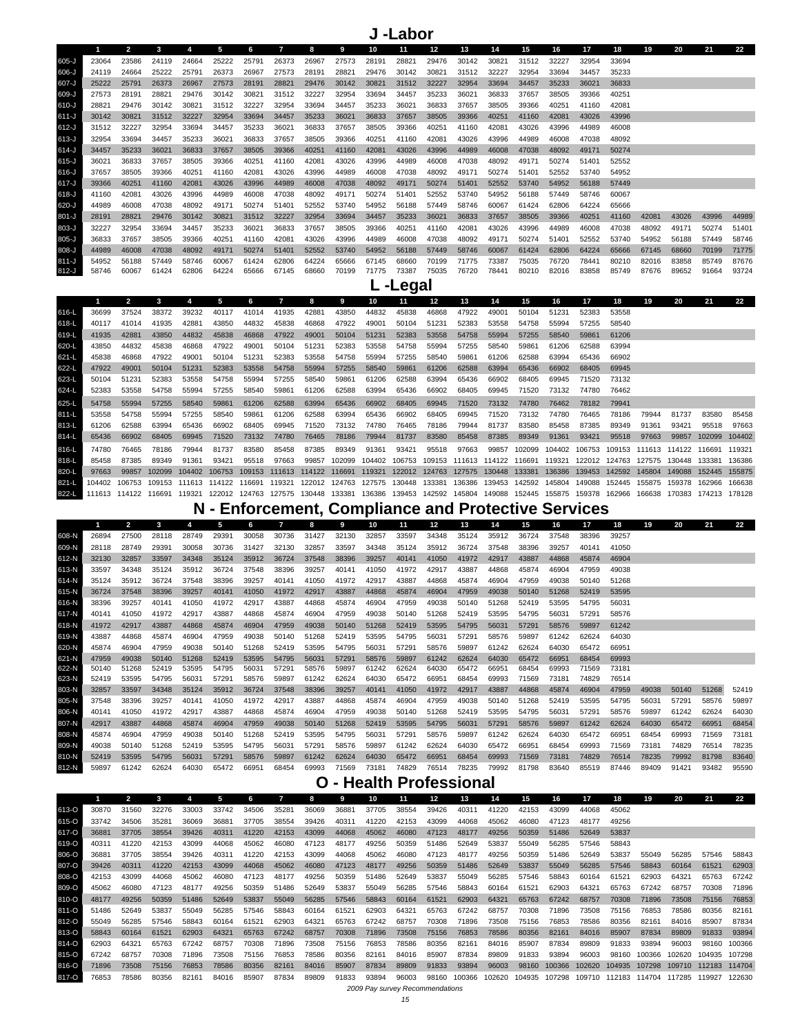# J -Labor

| | 1 | 2 | 3 | 4 | 5 | 6 | 7 | 8 | 9 | 10 | 11 | 12 | 13 | 14 | 15 | 16 | 17 | 18 | 19 | 20 | 21 | 22 |
|---|---|---|---|---|---|---|---|---|---|---|---|---|---|---|---|---|---|---|---|---|---|---|
| 605-J | 23064 | 23586 | 24119 | 24664 | 25222 | 25791 | 26373 | 26967 | 27573 | 28191 | 28821 | 29476 | 30142 | 30821 | 31512 | 32227 | 32954 | 33694 | | | | |
| 606-J | 24119 | 24664 | 25222 | 25791 | 26373 | 26967 | 27573 | 28191 | 28821 | 29476 | 30142 | 30821 | 31512 | 32227 | 32954 | 33694 | 34457 | 35233 | | | | |
| 607-J | 25222 | 25791 | 26373 | 26967 | 27573 | 28191 | 28821 | 29476 | 30142 | 30821 | 31512 | 32227 | 32954 | 33694 | 34457 | 35233 | 36021 | 36833 | | | | |
| 609-J | 27573 | 28191 | 28821 | 29476 | 30142 | 30821 | 31512 | 32227 | 32954 | 33694 | 34457 | 35233 | 36021 | 36833 | 37657 | 38505 | 39366 | 40251 | | | | |
| 610-J | 28821 | 29476 | 30142 | 30821 | 31512 | 32227 | 32954 | 33694 | 34457 | 35233 | 36021 | 36833 | 37657 | 38505 | 39366 | 40251 | 41160 | 42081 | | | | |
| 611-J | 30142 | 30821 | 31512 | 32227 | 32954 | 33694 | 34457 | 35233 | 36021 | 36833 | 37657 | 38505 | 39366 | 40251 | 41160 | 42081 | 43026 | 43996 | | | | |
| 612-J | 31512 | 32227 | 32954 | 33694 | 34457 | 35233 | 36021 | 36833 | 37657 | 38505 | 39366 | 40251 | 41160 | 42081 | 43026 | 43996 | 44989 | 46008 | | | | |
| 613-J | 32954 | 33694 | 34457 | 35233 | 36021 | 36833 | 37657 | 38505 | 39366 | 40251 | 41160 | 42081 | 43026 | 43996 | 44989 | 46008 | 47038 | 48092 | | | | |
| 614-J | 34457 | 35233 | 36021 | 36833 | 37657 | 38505 | 39366 | 40251 | 41160 | 42081 | 43026 | 43996 | 44989 | 46008 | 47038 | 48092 | 49171 | 50274 | | | | |
| 615-J | 36021 | 36833 | 37657 | 38505 | 39366 | 40251 | 41160 | 42081 | 43026 | 43996 | 44989 | 46008 | 47038 | 48092 | 49171 | 50274 | 51401 | 52552 | | | | |
| 616-J | 37657 | 38505 | 39366 | 40251 | 41160 | 42081 | 43026 | 43996 | 44989 | 46008 | 47038 | 48092 | 49171 | 50274 | 51401 | 52552 | 53740 | 54952 | | | | |
| 617-J | 39366 | 40251 | 41160 | 42081 | 43026 | 43996 | 44989 | 46008 | 47038 | 48092 | 49171 | 50274 | 51401 | 52552 | 53740 | 54952 | 56188 | 57449 | | | | |
| 618-J | 41160 | 42081 | 43026 | 43996 | 44989 | 46008 | 47038 | 48092 | 49171 | 50274 | 51401 | 52552 | 53740 | 54952 | 56188 | 57449 | 58746 | 60067 | | | | |
| 620-J | 44989 | 46008 | 47038 | 48092 | 49171 | 50274 | 51401 | 52552 | 53740 | 54952 | 56188 | 57449 | 58746 | 60067 | 61424 | 62806 | 64224 | 65666 | | | | |
| 801-J | 28191 | 28821 | 29476 | 30142 | 30821 | 31512 | 32227 | 32954 | 33694 | 34457 | 35233 | 36021 | 36833 | 37657 | 38505 | 39366 | 40251 | 41160 | 42081 | 43026 | 43996 | 44989 |
| 803-J | 32227 | 32954 | 33694 | 34457 | 35233 | 36021 | 36833 | 37657 | 38505 | 39366 | 40251 | 41160 | 42081 | 43026 | 43996 | 44989 | 46008 | 47038 | 48092 | 49171 | 50274 | 51401 |
| 805-J | 36833 | 37657 | 38505 | 39366 | 40251 | 41160 | 42081 | 43026 | 43996 | 44989 | 46008 | 47038 | 48092 | 49171 | 50274 | 51401 | 52552 | 53740 | 54952 | 56188 | 57449 | 58746 |
| 808-J | 44989 | 46008 | 47038 | 48092 | 49171 | 50274 | 51401 | 52552 | 53740 | 54952 | 56188 | 57449 | 58746 | 60067 | 61424 | 62806 | 64224 | 65666 | 67145 | 68660 | 70199 | 71775 |
| 811-J | 54952 | 56188 | 57449 | 58746 | 60067 | 61424 | 62806 | 64224 | 65666 | 67145 | 68660 | 70199 | 71775 | 73387 | 75035 | 76720 | 78441 | 80210 | 82016 | 83858 | 85749 | 87676 |
| 812-J | 58746 | 60067 | 61424 | 62806 | 64224 | 65666 | 67145 | 68660 | 70199 | 71775 | 73387 | 75035 | 76720 | 78441 | 80210 | 82016 | 83858 | 85749 | 87676 | 89652 | 91664 | 93724 |

# L -Legal

| | 1 | 2 | 3 | 4 | 5 | 6 | 7 | 8 | 9 | 10 | 11 | 12 | 13 | 14 | 15 | 16 | 17 | 18 | 19 | 20 | 21 | 22 |
|---|---|---|---|---|---|---|---|---|---|---|---|---|---|---|---|---|---|---|---|---|---|---|
| 616-L | 36699 | 37524 | 38372 | 39232 | 40117 | 41014 | 41935 | 42881 | 43850 | 44832 | 45838 | 46868 | 47922 | 49001 | 50104 | 51231 | 52383 | 53558 | | | | |
| 618-L | 40117 | 41014 | 41935 | 42881 | 43850 | 44832 | 45838 | 46868 | 47922 | 49001 | 50104 | 51231 | 52383 | 53558 | 54758 | 55994 | 57255 | 58540 | | | | |
| 619-L | 41935 | 42881 | 43850 | 44832 | 45838 | 46868 | 47922 | 49001 | 50104 | 51231 | 52383 | 53558 | 54758 | 55994 | 57255 | 58540 | 59861 | 61206 | | | | |
| 620-L | 43850 | 44832 | 45838 | 46868 | 47922 | 49001 | 50104 | 51231 | 52383 | 53558 | 54758 | 55994 | 57255 | 58540 | 59861 | 61206 | 62588 | 63994 | | | | |
| 621-L | 45838 | 46868 | 47922 | 49001 | 50104 | 51231 | 52383 | 53558 | 54758 | 55994 | 57255 | 58540 | 59861 | 61206 | 62588 | 63994 | 65436 | 66902 | | | | |
| 622-L | 47922 | 49001 | 50104 | 51231 | 52383 | 53558 | 54758 | 55994 | 57255 | 58540 | 59861 | 61206 | 62588 | 63994 | 65436 | 66902 | 68405 | 69945 | | | | |
| 623-L | 50104 | 51231 | 52383 | 53558 | 54758 | 55994 | 57255 | 58540 | 59861 | 61206 | 62588 | 63994 | 65436 | 66902 | 68405 | 69945 | 71520 | 73132 | | | | |
| 624-L | 52383 | 53558 | 54758 | 55994 | 57255 | 58540 | 59861 | 61206 | 62588 | 63994 | 65436 | 66902 | 68405 | 69945 | 71520 | 73132 | 74780 | 76462 | | | | |
| 625-L | 54758 | 55994 | 57255 | 58540 | 59861 | 61206 | 62588 | 63994 | 65436 | 66902 | 68405 | 69945 | 71520 | 73132 | 74780 | 76462 | 78182 | 79941 | | | | |
| 811-L | 53558 | 54758 | 55994 | 57255 | 58540 | 59861 | 61206 | 62588 | 63994 | 65436 | 66902 | 68405 | 69945 | 71520 | 73132 | 74780 | 76465 | 78186 | 79944 | 81737 | 83580 | 85458 |
| 813-L | 61206 | 62588 | 63994 | 65436 | 66902 | 68405 | 69945 | 71520 | 73132 | 74780 | 76465 | 78186 | 79944 | 81737 | 83580 | 85458 | 87385 | 89349 | 91361 | 93421 | 95518 | 97663 |
| 814-L | 65436 | 66902 | 68405 | 69945 | 71520 | 73132 | 74780 | 76465 | 78186 | 79944 | 81737 | 83580 | 85458 | 87385 | 89349 | 91361 | 93421 | 95518 | 97663 | 99857 | 102099 | 104402 |
| 816-L | 74780 | 76465 | 78186 | 79944 | 81737 | 83580 | 85458 | 87385 | 89349 | 91361 | 93421 | 95518 | 97663 | 99857 | 102099 | 104402 | 106753 | 109153 | 111613 | 114122 | 116691 | 119321 |
| 818-L | 85458 | 87385 | 89349 | 91361 | 93421 | 95518 | 97663 | 99857 | 102099 | 104402 | 106753 | 109153 | 111613 | 114122 | 116691 | 119321 | 122012 | 124763 | 127575 | 130448 | 133381 | 136386 |
| 820-L | 97663 | 99857 | 102099 | 104402 | 106753 | 109153 | 111613 | 114122 | 116691 | 119321 | 122012 | 124763 | 127575 | 130448 | 133381 | 136386 | 139453 | 142592 | 145804 | 149088 | 152445 | 155875 |
| 821-L | 104402 | 106753 | 109153 | 111613 | 114122 | 116691 | 119321 | 122012 | 124763 | 127575 | 130448 | 133381 | 136386 | 139453 | 142592 | 145804 | 149088 | 152445 | 155875 | 159378 | 162966 | 166638 |
| 822-L | 111613 | 114122 | 116691 | 119321 | 122012 | 124763 | 127575 | 130448 | 133381 | 136386 | 139453 | 142592 | 145804 | 149088 | 152445 | 155875 | 159378 | 162966 | 166638 | 170383 | 174213 | 178128 |

# N - Enforcement, Compliance and Protective Services

| | 1 | 2 | 3 | 4 | 5 | 6 | 7 | 8 | 9 | 10 | 11 | 12 | 13 | 14 | 15 | 16 | 17 | 18 | 19 | 20 | 21 | 22 |
|---|---|---|---|---|---|---|---|---|---|---|---|---|---|---|---|---|---|---|---|---|---|---|
| 608-N | 26894 | 27500 | 28118 | 28749 | 29391 | 30058 | 30736 | 31427 | 32130 | 32857 | 33597 | 34348 | 35124 | 35912 | 36724 | 37548 | 38396 | 39257 | | | | |
| 609-N | 28118 | 28749 | 29391 | 30058 | 30736 | 31427 | 32130 | 32857 | 33597 | 34348 | 35124 | 35912 | 36724 | 37548 | 38396 | 39257 | 40141 | 41050 | | | | |
| 612-N | 32130 | 32857 | 33597 | 34348 | 35124 | 35912 | 36724 | 37548 | 38396 | 39257 | 40141 | 41050 | 41972 | 42917 | 43887 | 44868 | 45874 | 46904 | | | | |
| 613-N | 33597 | 34348 | 35124 | 35912 | 36724 | 37548 | 38396 | 39257 | 40141 | 41050 | 41972 | 42917 | 43887 | 44868 | 45874 | 46904 | 47959 | 49038 | | | | |
| 614-N | 35124 | 35912 | 36724 | 37548 | 38396 | 39257 | 40141 | 41050 | 41972 | 42917 | 43887 | 44868 | 45874 | 46904 | 47959 | 49038 | 50140 | 51268 | | | | |
| 615-N | 36724 | 37548 | 38396 | 39257 | 40141 | 41050 | 41972 | 42917 | 43887 | 44868 | 45874 | 46904 | 47959 | 49038 | 50140 | 51268 | 52419 | 53595 | | | | |
| 616-N | 38396 | 39257 | 40141 | 41050 | 41972 | 42917 | 43887 | 44868 | 45874 | 46904 | 47959 | 49038 | 50140 | 51268 | 52419 | 53595 | 54795 | 56031 | | | | |
| 617-N | 40141 | 41050 | 41972 | 42917 | 43887 | 44868 | 45874 | 46904 | 47959 | 49038 | 50140 | 51268 | 52419 | 53595 | 54795 | 56031 | 57291 | 58576 | | | | |
| 618-N | 41972 | 42917 | 43887 | 44868 | 45874 | 46904 | 47959 | 49038 | 50140 | 51268 | 52419 | 53595 | 54795 | 56031 | 57291 | 58576 | 59897 | 61242 | | | | |
| 619-N | 43887 | 44868 | 45874 | 46904 | 47959 | 49038 | 50140 | 51268 | 52419 | 53595 | 54795 | 56031 | 57291 | 58576 | 59897 | 61242 | 62624 | 64030 | | | | |
| 620-N | 45874 | 46904 | 47959 | 49038 | 50140 | 51268 | 52419 | 53595 | 54795 | 56031 | 57291 | 58576 | 59897 | 61242 | 62624 | 64030 | 65472 | 66951 | | | | |
| 621-N | 47959 | 49038 | 50140 | 51268 | 52419 | 53595 | 54795 | 56031 | 57291 | 58576 | 59897 | 61242 | 62624 | 64030 | 65472 | 66951 | 68454 | 69993 | | | | |
| 622-N | 50140 | 51268 | 52419 | 53595 | 54795 | 56031 | 57291 | 58576 | 59897 | 61242 | 62624 | 64030 | 65472 | 66951 | 68454 | 69993 | 71569 | 73181 | | | | |
| 623-N | 52419 | 53595 | 54795 | 56031 | 57291 | 58576 | 59897 | 61242 | 62624 | 64030 | 65472 | 66951 | 68454 | 69993 | 71569 | 73181 | 74829 | 76514 | | | | |
| 803-N | 32857 | 33597 | 34348 | 35124 | 35912 | 36724 | 37548 | 38396 | 39257 | 40141 | 41050 | 41972 | 42917 | 43887 | 44868 | 45874 | 46904 | 47959 | 49038 | 50140 | 51268 | 52419 |
| 805-N | 37548 | 38396 | 39257 | 40141 | 41050 | 41972 | 42917 | 43887 | 44868 | 45874 | 46904 | 47959 | 49038 | 50140 | 51268 | 52419 | 53595 | 54795 | 56031 | 57291 | 58576 | 59897 |
| 806-N | 40141 | 41050 | 41972 | 42917 | 43887 | 44868 | 45874 | 46904 | 47959 | 49038 | 50140 | 51268 | 52419 | 53595 | 54795 | 56031 | 57291 | 58576 | 59897 | 61242 | 62624 | 64030 |
| 807-N | 42917 | 43887 | 44868 | 45874 | 46904 | 47959 | 49038 | 50140 | 51268 | 52419 | 53595 | 54795 | 56031 | 57291 | 58576 | 59897 | 61242 | 62624 | 64030 | 65472 | 66951 | 68454 |
| 808-N | 45874 | 46904 | 47959 | 49038 | 50140 | 51268 | 52419 | 53595 | 54795 | 56031 | 57291 | 58576 | 59897 | 61242 | 62624 | 64030 | 65472 | 66951 | 68454 | 69993 | 71569 | 73181 |
| 809-N | 49038 | 50140 | 51268 | 52419 | 53595 | 54795 | 56031 | 57291 | 58576 | 59897 | 61242 | 62624 | 64030 | 65472 | 66951 | 68454 | 69993 | 71569 | 73181 | 74829 | 76514 | 78235 |
| 810-N | 52419 | 53595 | 54795 | 56031 | 57291 | 58576 | 59897 | 61242 | 62624 | 64030 | 65472 | 66951 | 68454 | 69993 | 71569 | 73181 | 74829 | 76514 | 78235 | 79992 | 81798 | 83640 |
| 812-N | 59897 | 61242 | 62624 | 64030 | 65472 | 66951 | 68454 | 69993 | 71569 | 73181 | 74829 | 76514 | 78235 | 79992 | 81798 | 83640 | 85519 | 87446 | 89409 | 91421 | 93482 | 95590 |

# O - Health Professional

| | 1 | 2 | 3 | 4 | 5 | 6 | 7 | 8 | 9 | 10 | 11 | 12 | 13 | 14 | 15 | 16 | 17 | 18 | 19 | 20 | 21 | 22 |
|---|---|---|---|---|---|---|---|---|---|---|---|---|---|---|---|---|---|---|---|---|---|---|
| 613-O | 30870 | 31560 | 32276 | 33003 | 33742 | 34506 | 35281 | 36069 | 36881 | 37705 | 38554 | 39426 | 40311 | 41220 | 42153 | 43099 | 44068 | 45062 | | | | |
| 615-O | 33742 | 34506 | 35281 | 36069 | 36881 | 37705 | 38554 | 39426 | 40311 | 41220 | 42153 | 43099 | 44068 | 45062 | 46080 | 47123 | 48177 | 49256 | | | | |
| 617-O | 36881 | 37705 | 38554 | 39426 | 40311 | 41220 | 42153 | 43099 | 44068 | 45062 | 46080 | 47123 | 48177 | 49256 | 50359 | 51486 | 52649 | 53837 | | | | |
| 619-O | 40311 | 41220 | 42153 | 43099 | 44068 | 45062 | 46080 | 47123 | 48177 | 49256 | 50359 | 51486 | 52649 | 53837 | 55049 | 56285 | 57546 | 58843 | | | | |
| 806-O | 36881 | 37705 | 38554 | 39426 | 40311 | 41220 | 42153 | 43099 | 44068 | 45062 | 46080 | 47123 | 48177 | 49256 | 50359 | 51486 | 52649 | 53837 | 55049 | 56285 | 57546 | 58843 |
| 807-O | 39426 | 40311 | 41220 | 42153 | 43099 | 44068 | 45062 | 46080 | 47123 | 48177 | 49256 | 50359 | 51486 | 52649 | 53837 | 55049 | 56285 | 57546 | 58843 | 60164 | 61521 | 62903 |
| 808-O | 42153 | 43099 | 44068 | 45062 | 46080 | 47123 | 48177 | 49256 | 50359 | 51486 | 52649 | 53837 | 55049 | 56285 | 57546 | 58843 | 60164 | 61521 | 62903 | 64321 | 65763 | 67242 |
| 809-O | 45062 | 46080 | 47123 | 48177 | 49256 | 50359 | 51486 | 52649 | 53837 | 55049 | 56285 | 57546 | 58843 | 60164 | 61521 | 62903 | 64321 | 65763 | 67242 | 68757 | 70308 | 71896 |
| 810-O | 48177 | 49256 | 50359 | 51486 | 52649 | 53837 | 55049 | 56285 | 57546 | 58843 | 60164 | 61521 | 62903 | 64321 | 65763 | 67242 | 68757 | 70308 | 71896 | 73508 | 75156 | 76853 |
| 811-O | 51486 | 52649 | 53837 | 55049 | 56285 | 57546 | 58843 | 60164 | 61521 | 62903 | 64321 | 65763 | 67242 | 68757 | 70308 | 71896 | 73508 | 75156 | 76853 | 78586 | 80356 | 82161 |
| 812-O | 55049 | 56285 | 57546 | 58843 | 60164 | 61521 | 62903 | 64321 | 65763 | 67242 | 68757 | 70308 | 71896 | 73508 | 75156 | 76853 | 78586 | 80356 | 82161 | 84016 | 85907 | 87834 |
| 813-O | 58843 | 60164 | 61521 | 62903 | 64321 | 65763 | 67242 | 68757 | 70308 | 71896 | 73508 | 75156 | 76853 | 78586 | 80356 | 82161 | 84016 | 85907 | 87834 | 89809 | 91833 | 93894 |
| 814-O | 62903 | 64321 | 65763 | 67242 | 68757 | 70308 | 71896 | 73508 | 75156 | 76853 | 78586 | 80356 | 82161 | 84016 | 85907 | 87834 | 89809 | 91833 | 93894 | 96003 | 98160 | 100366 |
| 815-O | 67242 | 68757 | 70308 | 71896 | 73508 | 75156 | 76853 | 78586 | 80356 | 82161 | 84016 | 85907 | 87834 | 89809 | 91833 | 93894 | 96003 | 98160 | 100366 | 102620 | 104935 | 107298 |
| 816-O | 71896 | 73508 | 75156 | 76853 | 78586 | 80356 | 82161 | 84016 | 85907 | 87834 | 89809 | 91833 | 93894 | 96003 | 98160 | 100366 | 102620 | 104935 | 107298 | 109710 | 112183 | 114704 |
| 817-O | 76853 | 78586 | 80356 | 82161 | 84016 | 85907 | 87834 | 89809 | 91833 | 93894 | 96003 | 98160 | 100366 | 102620 | 104935 | 107298 | 109710 | 112183 | 114704 | 117285 | 119927 | 122630 |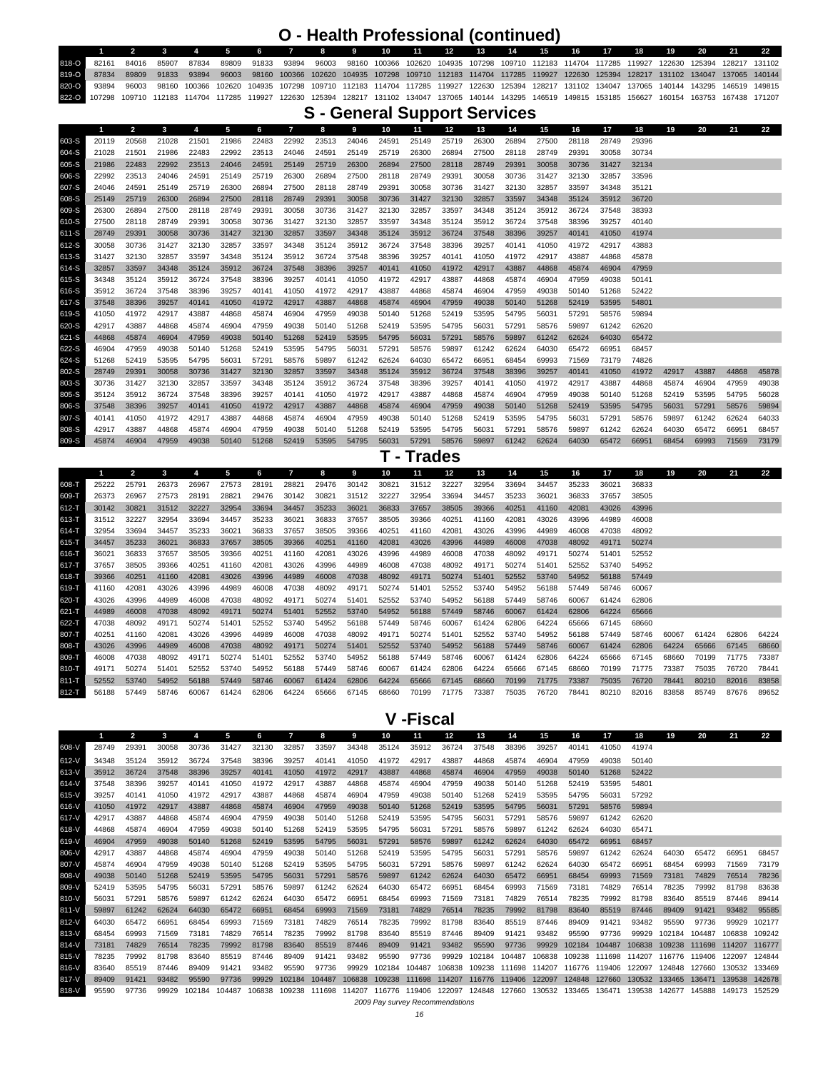# O - Health Professional (continued)

| | 1 | 2 | 3 | 4 | 5 | 6 | 7 | 8 | 9 | 10 | 11 | 12 | 13 | 14 | 15 | 16 | 17 | 18 | 19 | 20 | 21 | 22 |
|---|---|---|---|---|---|---|---|---|---|---|---|---|---|---|---|---|---|---|---|---|---|---|
| 818-O | 82161 | 84016 | 85907 | 87834 | 89809 | 91833 | 93894 | 96003 | 98160 | 100366 | 102620 | 104935 | 107298 | 109710 | 112183 | 114704 | 117285 | 119927 | 122630 | 125394 | 128217 | 131102 |
| 819-O | 87834 | 89809 | 91833 | 93894 | 96003 | 98160 | 100366 | 102620 | 104935 | 107298 | 109710 | 112183 | 114704 | 117285 | 119927 | 122630 | 125394 | 128217 | 131102 | 134047 | 137065 | 140144 |
| 820-O | 93894 | 96003 | 98160 | 100366 | 102620 | 104935 | 107298 | 109710 | 112183 | 114704 | 117285 | 119927 | 122630 | 125394 | 128217 | 131102 | 134047 | 137065 | 140144 | 143295 | 146519 | 149815 |
| 822-O | 107298 | 109710 | 112183 | 114704 | 117285 | 119927 | 122630 | 125394 | 128217 | 131102 | 134047 | 137065 | 140144 | 143295 | 146519 | 149815 | 153185 | 156627 | 160154 | 163753 | 167438 | 171207 |

# S - General Support Services

| | 1 | 2 | 3 | 4 | 5 | 6 | 7 | 8 | 9 | 10 | 11 | 12 | 13 | 14 | 15 | 16 | 17 | 18 | 19 | 20 | 21 | 22 |
|---|---|---|---|---|---|---|---|---|---|---|---|---|---|---|---|---|---|---|---|---|---|---|
| 603-S | 20119 | 20568 | 21028 | 21501 | 21986 | 22483 | 22992 | 23513 | 24046 | 24591 | 25149 | 25719 | 26300 | 26894 | 27500 | 28118 | 28749 | 29396 | | | | |
| 604-S | 21028 | 21501 | 21986 | 22483 | 22992 | 23513 | 24046 | 24591 | 25149 | 25719 | 26300 | 26894 | 27500 | 28118 | 28749 | 29391 | 30058 | 30734 | | | | |
| 605-S | 21986 | 22483 | 22992 | 23513 | 24046 | 24591 | 25149 | 25719 | 26300 | 26894 | 27500 | 28118 | 28749 | 29391 | 30058 | 30736 | 31427 | 32134 | | | | |
| 606-S | 22992 | 23513 | 24046 | 24591 | 25149 | 25719 | 26300 | 26894 | 27500 | 28118 | 28749 | 29391 | 30058 | 30736 | 31427 | 32130 | 32857 | 33596 | | | | |
| 607-S | 24046 | 24591 | 25149 | 25719 | 26300 | 26894 | 27500 | 28118 | 28749 | 29391 | 30058 | 30736 | 31427 | 32130 | 32857 | 33597 | 34348 | 35121 | | | | |
| 608-S | 25149 | 25719 | 26300 | 26894 | 27500 | 28118 | 28749 | 29391 | 30058 | 30736 | 31427 | 32130 | 32857 | 33597 | 34348 | 35124 | 35912 | 36720 | | | | |
| 609-S | 26300 | 26894 | 27500 | 28118 | 28749 | 29391 | 30058 | 30736 | 31427 | 32130 | 32857 | 33597 | 34348 | 35124 | 35912 | 36724 | 37548 | 38393 | | | | |
| 610-S | 27500 | 28118 | 28749 | 29391 | 30058 | 30736 | 31427 | 32130 | 32857 | 33597 | 34348 | 35124 | 35912 | 36724 | 37548 | 38396 | 39257 | 40140 | | | | |
| 611-S | 28749 | 29391 | 30058 | 30736 | 31427 | 32130 | 32857 | 33597 | 34348 | 35124 | 35912 | 36724 | 37548 | 38396 | 39257 | 40141 | 41050 | 41974 | | | | |
| 612-S | 30058 | 30736 | 31427 | 32130 | 32857 | 33597 | 34348 | 35124 | 35912 | 36724 | 37548 | 38396 | 39257 | 40141 | 41050 | 41972 | 42917 | 43883 | | | | |
| 613-S | 31427 | 32130 | 32857 | 33597 | 34348 | 35124 | 35912 | 36724 | 37548 | 38396 | 39257 | 40141 | 41050 | 41972 | 42917 | 43887 | 44868 | 45878 | | | | |
| 614-S | 32857 | 33597 | 34348 | 35124 | 35912 | 36724 | 37548 | 38396 | 39257 | 40141 | 41050 | 41972 | 42917 | 43887 | 44868 | 45874 | 46904 | 47959 | | | | |
| 615-S | 34348 | 35124 | 35912 | 36724 | 37548 | 38396 | 39257 | 40141 | 41050 | 41972 | 42917 | 43887 | 44868 | 45874 | 46904 | 47959 | 49038 | 50141 | | | | |
| 616-S | 35912 | 36724 | 37548 | 38396 | 39257 | 40141 | 41050 | 41972 | 42917 | 43887 | 44868 | 45874 | 46904 | 47959 | 49038 | 50140 | 51268 | 52422 | | | | |
| 617-S | 37548 | 38396 | 39257 | 40141 | 41050 | 41972 | 42917 | 43887 | 44868 | 45874 | 46904 | 47959 | 49038 | 50140 | 51268 | 52419 | 53595 | 54801 | | | | |
| 619-S | 41050 | 41972 | 42917 | 43887 | 44868 | 45874 | 46904 | 47959 | 49038 | 50140 | 51268 | 52419 | 53595 | 54795 | 56031 | 57291 | 58576 | 59894 | | | | |
| 620-S | 42917 | 43887 | 44868 | 45874 | 46904 | 47959 | 49038 | 50140 | 51268 | 52419 | 53595 | 54795 | 56031 | 57291 | 58576 | 59897 | 61242 | 62620 | | | | |
| 621-S | 44868 | 45874 | 46904 | 47959 | 49038 | 50140 | 51268 | 52419 | 53595 | 54795 | 56031 | 57291 | 58576 | 59897 | 61242 | 62624 | 64030 | 65472 | | | | |
| 622-S | 46904 | 47959 | 49038 | 50140 | 51268 | 52419 | 53595 | 54795 | 56031 | 57291 | 58576 | 59897 | 61242 | 62624 | 64030 | 65472 | 66951 | 68457 | | | | |
| 624-S | 51268 | 52419 | 53595 | 54795 | 56031 | 57291 | 58576 | 59897 | 61242 | 62624 | 64030 | 65472 | 66951 | 68454 | 69993 | 71569 | 73179 | 74826 | | | | |
| 802-S | 28749 | 29391 | 30058 | 30736 | 31427 | 32130 | 32857 | 33597 | 34348 | 35124 | 35912 | 36724 | 37548 | 38396 | 39257 | 40141 | 41050 | 41972 | 42917 | 43887 | 44868 | 45878 |
| 803-S | 30736 | 31427 | 32130 | 32857 | 33597 | 34348 | 35124 | 35912 | 36724 | 37548 | 38396 | 39257 | 40141 | 41050 | 41972 | 42917 | 43887 | 44868 | 45874 | 46904 | 47959 | 49038 |
| 805-S | 35124 | 35912 | 36724 | 37548 | 38396 | 39257 | 40141 | 41050 | 41972 | 42917 | 43887 | 44868 | 45874 | 46904 | 47959 | 49038 | 50140 | 51268 | 52419 | 53595 | 54795 | 56028 |
| 806-S | 37548 | 38396 | 39257 | 40141 | 41050 | 41972 | 42917 | 43887 | 44868 | 45874 | 46904 | 47959 | 49038 | 50140 | 51268 | 52419 | 53595 | 54795 | 56031 | 57291 | 58576 | 59894 |
| 807-S | 40141 | 41050 | 41972 | 42917 | 43887 | 44868 | 45874 | 46904 | 47959 | 49038 | 50140 | 51268 | 52419 | 53595 | 54795 | 56031 | 57291 | 58576 | 59897 | 61242 | 62624 | 64033 |
| 808-S | 42917 | 43887 | 44868 | 45874 | 46904 | 47959 | 49038 | 50140 | 51268 | 52419 | 53595 | 54795 | 56031 | 57291 | 58576 | 59897 | 61242 | 62624 | 64030 | 65472 | 66951 | 68457 |
| 809-S | 45874 | 46904 | 47959 | 49038 | 50140 | 51268 | 52419 | 53595 | 54795 | 56031 | 57291 | 58576 | 59897 | 61242 | 62624 | 64030 | 65472 | 66951 | 68454 | 69993 | 71569 | 73179 |

# T - Trades

| | 1 | 2 | 3 | 4 | 5 | 6 | 7 | 8 | 9 | 10 | 11 | 12 | 13 | 14 | 15 | 16 | 17 | 18 | 19 | 20 | 21 | 22 |
|---|---|---|---|---|---|---|---|---|---|---|---|---|---|---|---|---|---|---|---|---|---|---|
| 608-T | 25222 | 25791 | 26373 | 26967 | 27573 | 28191 | 28821 | 29476 | 30142 | 30821 | 31512 | 32227 | 32954 | 33694 | 34457 | 35233 | 36021 | 36833 | | | | |
| 609-T | 26373 | 26967 | 27573 | 28191 | 28821 | 29476 | 30142 | 30821 | 31512 | 32227 | 32954 | 33694 | 34457 | 35233 | 36021 | 36833 | 37657 | 38505 | | | | |
| 612-T | 30142 | 30821 | 31512 | 32227 | 32954 | 33694 | 34457 | 35233 | 36021 | 36833 | 37657 | 38505 | 39366 | 40251 | 41160 | 42081 | 43026 | 43996 | | | | |
| 613-T | 31512 | 32227 | 32954 | 33694 | 34457 | 35233 | 36021 | 36833 | 37657 | 38505 | 39366 | 40251 | 41160 | 42081 | 43026 | 43996 | 44989 | 46008 | | | | |
| 614-T | 32954 | 33694 | 34457 | 35233 | 36021 | 36833 | 37657 | 38505 | 39366 | 40251 | 41160 | 42081 | 43026 | 43996 | 44989 | 46008 | 47038 | 48092 | | | | |
| 615-T | 34457 | 35233 | 36021 | 36833 | 37657 | 38505 | 39366 | 40251 | 41160 | 42081 | 43026 | 43996 | 44989 | 46008 | 47038 | 48092 | 49171 | 50274 | | | | |
| 616-T | 36021 | 36833 | 37657 | 38505 | 39366 | 40251 | 41160 | 42081 | 43026 | 43996 | 44989 | 46008 | 47038 | 48092 | 49171 | 50274 | 51401 | 52552 | | | | |
| 617-T | 37657 | 38505 | 39366 | 40251 | 41160 | 42081 | 43026 | 43996 | 44989 | 46008 | 47038 | 48092 | 49171 | 50274 | 51401 | 52552 | 53740 | 54952 | | | | |
| 618-T | 39366 | 40251 | 41160 | 42081 | 43026 | 43996 | 44989 | 46008 | 47038 | 48092 | 49171 | 50274 | 51401 | 52552 | 53740 | 54952 | 56188 | 57449 | | | | |
| 619-T | 41160 | 42081 | 43026 | 43996 | 44989 | 46008 | 47038 | 48092 | 49171 | 50274 | 51401 | 52552 | 53740 | 54952 | 56188 | 57449 | 58746 | 60067 | | | | |
| 620-T | 43026 | 43996 | 44989 | 46008 | 47038 | 48092 | 49171 | 50274 | 51401 | 52552 | 53740 | 54952 | 56188 | 57449 | 58746 | 60067 | 61424 | 62806 | | | | |
| 621-T | 44989 | 46008 | 47038 | 48092 | 49171 | 50274 | 51401 | 52552 | 53740 | 54952 | 56188 | 57449 | 58746 | 60067 | 61424 | 62806 | 64224 | 65666 | | | | |
| 622-T | 47038 | 48092 | 49171 | 50274 | 51401 | 52552 | 53740 | 54952 | 56188 | 57449 | 58746 | 60067 | 61424 | 62806 | 64224 | 65666 | 67145 | 68660 | | | | |
| 807-T | 40251 | 41160 | 42081 | 43026 | 43996 | 44989 | 46008 | 47038 | 48092 | 49171 | 50274 | 51401 | 52552 | 53740 | 54952 | 56188 | 57449 | 58746 | 60067 | 61424 | 62806 | 64224 |
| 808-T | 43026 | 43996 | 44989 | 46008 | 47038 | 48092 | 49171 | 50274 | 51401 | 52552 | 53740 | 54952 | 56188 | 57449 | 58746 | 60067 | 61424 | 62806 | 64224 | 65666 | 67145 | 68660 |
| 809-T | 46008 | 47038 | 48092 | 49171 | 50274 | 51401 | 52552 | 53740 | 54952 | 56188 | 57449 | 58746 | 60067 | 61424 | 62806 | 64224 | 65666 | 67145 | 68660 | 70199 | 71775 | 73387 |
| 810-T | 49171 | 50274 | 51401 | 52552 | 53740 | 54952 | 56188 | 57449 | 58746 | 60067 | 61424 | 62806 | 64224 | 65666 | 67145 | 68660 | 70199 | 71775 | 73387 | 75035 | 76720 | 78441 |
| 811-T | 52552 | 53740 | 54952 | 56188 | 57449 | 58746 | 60067 | 61424 | 62806 | 64224 | 65666 | 67145 | 68660 | 70199 | 71775 | 73387 | 75035 | 76720 | 78441 | 80210 | 82016 | 83858 |
| 812-T | 56188 | 57449 | 58746 | 60067 | 61424 | 62806 | 64224 | 65666 | 67145 | 68660 | 70199 | 71775 | 73387 | 75035 | 76720 | 78441 | 80210 | 82016 | 83858 | 85749 | 87676 | 89652 |

# V -Fiscal

| | 1 | 2 | 3 | 4 | 5 | 6 | 7 | 8 | 9 | 10 | 11 | 12 | 13 | 14 | 15 | 16 | 17 | 18 | 19 | 20 | 21 | 22 |
|---|---|---|---|---|---|---|---|---|---|---|---|---|---|---|---|---|---|---|---|---|---|---|
| 608-V | 28749 | 29391 | 30058 | 30736 | 31427 | 32130 | 32857 | 33597 | 34348 | 35124 | 35912 | 36724 | 37548 | 38396 | 39257 | 40141 | 41050 | 41974 | | | | |
| 612-V | 34348 | 35124 | 35912 | 36724 | 37548 | 38396 | 39257 | 40141 | 41050 | 41972 | 42917 | 43887 | 44868 | 45874 | 46904 | 47959 | 49038 | 50140 | | | | |
| 613-V | 35912 | 36724 | 37548 | 38396 | 39257 | 40141 | 41050 | 41972 | 42917 | 43887 | 44868 | 45874 | 46904 | 47959 | 49038 | 50140 | 51268 | 52422 | | | | |
| 614-V | 37548 | 38396 | 39257 | 40141 | 41050 | 41972 | 42917 | 43887 | 44868 | 45874 | 46904 | 47959 | 49038 | 50140 | 51268 | 52419 | 53595 | 54801 | | | | |
| 615-V | 39257 | 40141 | 41050 | 41972 | 42917 | 43887 | 44868 | 45874 | 46904 | 47959 | 49038 | 50140 | 51268 | 52419 | 53595 | 54795 | 56031 | 57292 | | | | |
| 616-V | 41050 | 41972 | 42917 | 43887 | 44868 | 45874 | 46904 | 47959 | 49038 | 50140 | 51268 | 52419 | 53595 | 54795 | 56031 | 57291 | 58576 | 59894 | | | | |
| 617-V | 42917 | 43887 | 44868 | 45874 | 46904 | 47959 | 49038 | 50140 | 51268 | 52419 | 53595 | 54795 | 56031 | 57291 | 58576 | 59897 | 61242 | 62620 | | | | |
| 618-V | 44868 | 45874 | 46904 | 47959 | 49038 | 50140 | 51268 | 52419 | 53595 | 54795 | 56031 | 57291 | 58576 | 59897 | 61242 | 62624 | 64030 | 65471 | | | | |
| 619-V | 46904 | 47959 | 49038 | 50140 | 51268 | 52419 | 53595 | 54795 | 56031 | 57291 | 58576 | 59897 | 61242 | 62624 | 64030 | 65472 | 66951 | 68457 | | | | |
| 806-V | 42917 | 43887 | 44868 | 45874 | 46904 | 47959 | 49038 | 50140 | 51268 | 52419 | 53595 | 54795 | 56031 | 57291 | 58576 | 59897 | 61242 | 62624 | 64030 | 65472 | 66951 | 68457 |
| 807-V | 45874 | 46904 | 47959 | 49038 | 50140 | 51268 | 52419 | 53595 | 54795 | 56031 | 57291 | 58576 | 59897 | 61242 | 62624 | 64030 | 65472 | 66951 | 68454 | 69993 | 71569 | 73179 |
| 808-V | 49038 | 50140 | 51268 | 52419 | 53595 | 54795 | 56031 | 57291 | 58576 | 59897 | 61242 | 62624 | 64030 | 65472 | 66951 | 68454 | 69993 | 71569 | 73181 | 74829 | 76514 | 78236 |
| 809-V | 52419 | 53595 | 54795 | 56031 | 57291 | 58576 | 59897 | 61242 | 62624 | 64030 | 65472 | 66951 | 68454 | 69993 | 71569 | 73181 | 74829 | 76514 | 78235 | 79992 | 81798 | 83638 |
| 810-V | 56031 | 57291 | 58576 | 59897 | 61242 | 62624 | 64030 | 65472 | 66951 | 68454 | 69993 | 71569 | 73181 | 74829 | 76514 | 78235 | 79992 | 81798 | 83640 | 85519 | 87446 | 89414 |
| 811-V | 59897 | 61242 | 62624 | 64030 | 65472 | 66951 | 68454 | 69993 | 71569 | 73181 | 74829 | 76514 | 78235 | 79992 | 81798 | 83640 | 85519 | 87446 | 89409 | 91421 | 93482 | 95585 |
| 812-V | 64030 | 65472 | 66951 | 68454 | 69993 | 71569 | 73181 | 74829 | 76514 | 78235 | 79992 | 81798 | 83640 | 85519 | 87446 | 89409 | 91421 | 93482 | 95590 | 97736 | 99929 | 102177 |
| 813-V | 68454 | 69993 | 71569 | 73181 | 74829 | 76514 | 78235 | 79992 | 81798 | 83640 | 85519 | 87446 | 89409 | 91421 | 93482 | 95590 | 97736 | 99929 | 102184 | 104487 | 106838 | 109242 |
| 814-V | 73181 | 74829 | 76514 | 78235 | 79992 | 81798 | 83640 | 85519 | 87446 | 89409 | 91421 | 93482 | 95590 | 97736 | 99929 | 102184 | 104487 | 106838 | 109238 | 111698 | 114207 | 116777 |
| 815-V | 78235 | 79992 | 81798 | 83640 | 85519 | 87446 | 89409 | 91421 | 93482 | 95590 | 97736 | 99929 | 102184 | 104487 | 106838 | 109238 | 111698 | 114207 | 116776 | 119406 | 122097 | 124844 |
| 816-V | 83640 | 85519 | 87446 | 89409 | 91421 | 93482 | 95590 | 97736 | 99929 | 102184 | 104487 | 106838 | 109238 | 111698 | 114207 | 116776 | 119406 | 122097 | 124848 | 127660 | 130532 | 133469 |
| 817-V | 89409 | 91421 | 93482 | 95590 | 97736 | 99929 | 102184 | 104487 | 106838 | 109238 | 111698 | 114207 | 116776 | 119406 | 122097 | 124848 | 127660 | 130532 | 133465 | 136471 | 139538 | 142678 |
| 818-V | 95590 | 97736 | 99929 | 102184 | 104487 | 106838 | 109238 | 111698 | 114207 | 116776 | 119406 | 122097 | 124848 | 127660 | 130532 | 133465 | 136471 | 139538 | 142677 | 145888 | 149173 | 152529 |

*2009 Pay survey Recommendations*